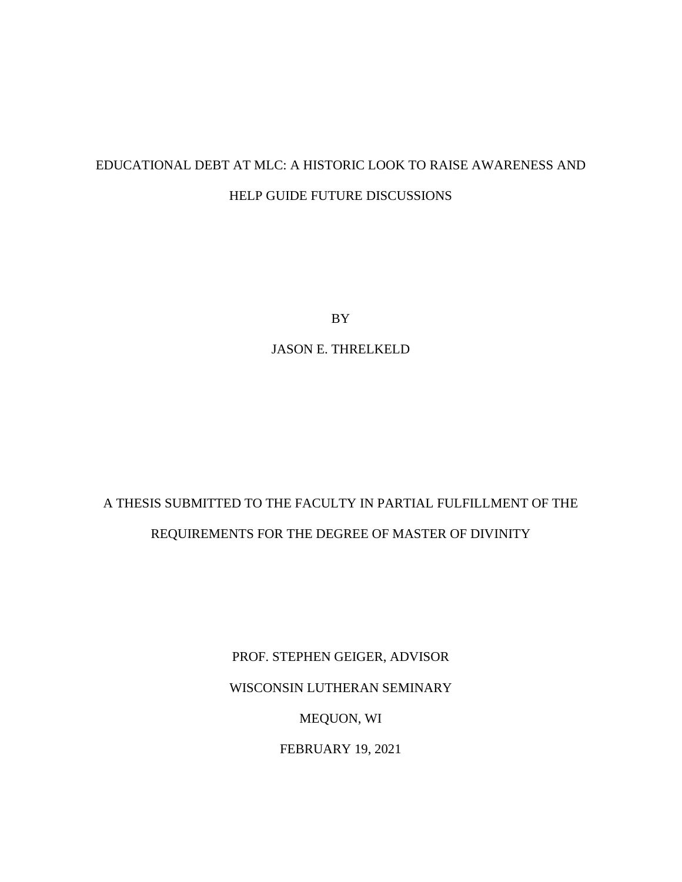# EDUCATIONAL DEBT AT MLC: A HISTORIC LOOK TO RAISE AWARENESS AND HELP GUIDE FUTURE DISCUSSIONS

BY

JASON E. THRELKELD

A THESIS SUBMITTED TO THE FACULTY IN PARTIAL FULFILLMENT OF THE REQUIREMENTS FOR THE DEGREE OF MASTER OF DIVINITY

PROF. STEPHEN GEIGER, ADVISOR

WISCONSIN LUTHERAN SEMINARY

MEQUON, WI

FEBRUARY 19, 2021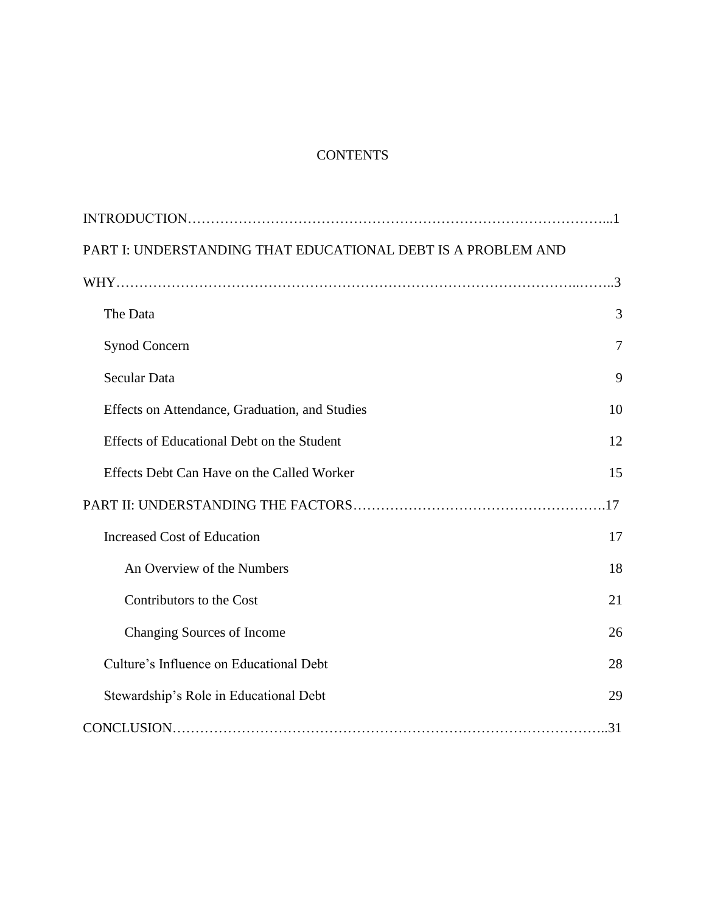# CONTENTS

INTRODUCTION……………………………………………………………………………...1

PART I: UNDERSTANDING THAT EDUCATIONAL DEBT IS A PROBLEM AND WHY……………………………………………………………………………………..……..3

- The Data 3
- Synod Concern 7
- Secular Data 9
- Effects on Attendance, Graduation, and Studies 10
- Effects of Educational Debt on the Student 12
- Effects Debt Can Have on the Called Worker 15

PART II: UNDERSTANDING THE FACTORS……………………………………………….17

- Increased Cost of Education 17
  - An Overview of the Numbers 18
  - Contributors to the Cost 21
  - Changing Sources of Income 26
- Culture's Influence on Educational Debt 28
- Stewardship's Role in Educational Debt 29

CONCLUSION………………………………………………………………………………..31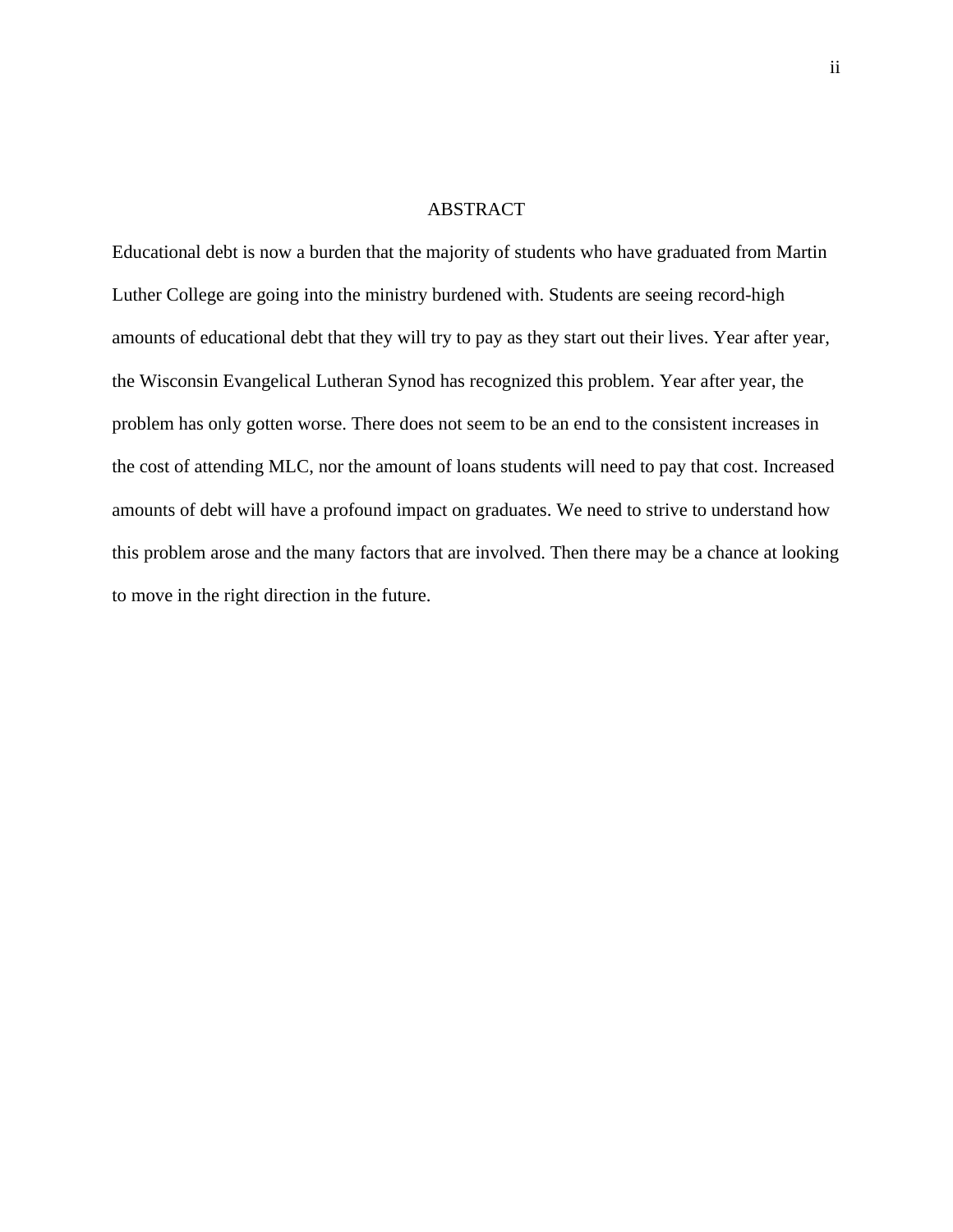# ABSTRACT

Educational debt is now a burden that the majority of students who have graduated from Martin Luther College are going into the ministry burdened with. Students are seeing record-high amounts of educational debt that they will try to pay as they start out their lives. Year after year, the Wisconsin Evangelical Lutheran Synod has recognized this problem. Year after year, the problem has only gotten worse. There does not seem to be an end to the consistent increases in the cost of attending MLC, nor the amount of loans students will need to pay that cost. Increased amounts of debt will have a profound impact on graduates. We need to strive to understand how this problem arose and the many factors that are involved. Then there may be a chance at looking to move in the right direction in the future.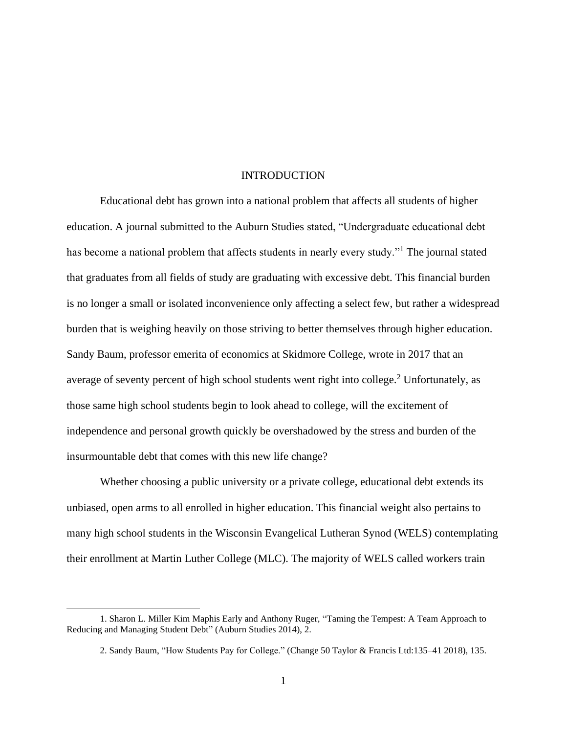# INTRODUCTION

Educational debt has grown into a national problem that affects all students of higher education. A journal submitted to the Auburn Studies stated, "Undergraduate educational debt has become a national problem that affects students in nearly every study."[1] The journal stated that graduates from all fields of study are graduating with excessive debt. This financial burden is no longer a small or isolated inconvenience only affecting a select few, but rather a widespread burden that is weighing heavily on those striving to better themselves through higher education. Sandy Baum, professor emerita of economics at Skidmore College, wrote in 2017 that an average of seventy percent of high school students went right into college.[2] Unfortunately, as those same high school students begin to look ahead to college, will the excitement of independence and personal growth quickly be overshadowed by the stress and burden of the insurmountable debt that comes with this new life change?

Whether choosing a public university or a private college, educational debt extends its unbiased, open arms to all enrolled in higher education. This financial weight also pertains to many high school students in the Wisconsin Evangelical Lutheran Synod (WELS) contemplating their enrollment at Martin Luther College (MLC). The majority of WELS called workers train

---

1. Sharon L. Miller Kim Maphis Early and Anthony Ruger, "Taming the Tempest: A Team Approach to Reducing and Managing Student Debt" (Auburn Studies 2014), 2.

2. Sandy Baum, "How Students Pay for College." (Change 50 Taylor & Francis Ltd:135–41 2018), 135.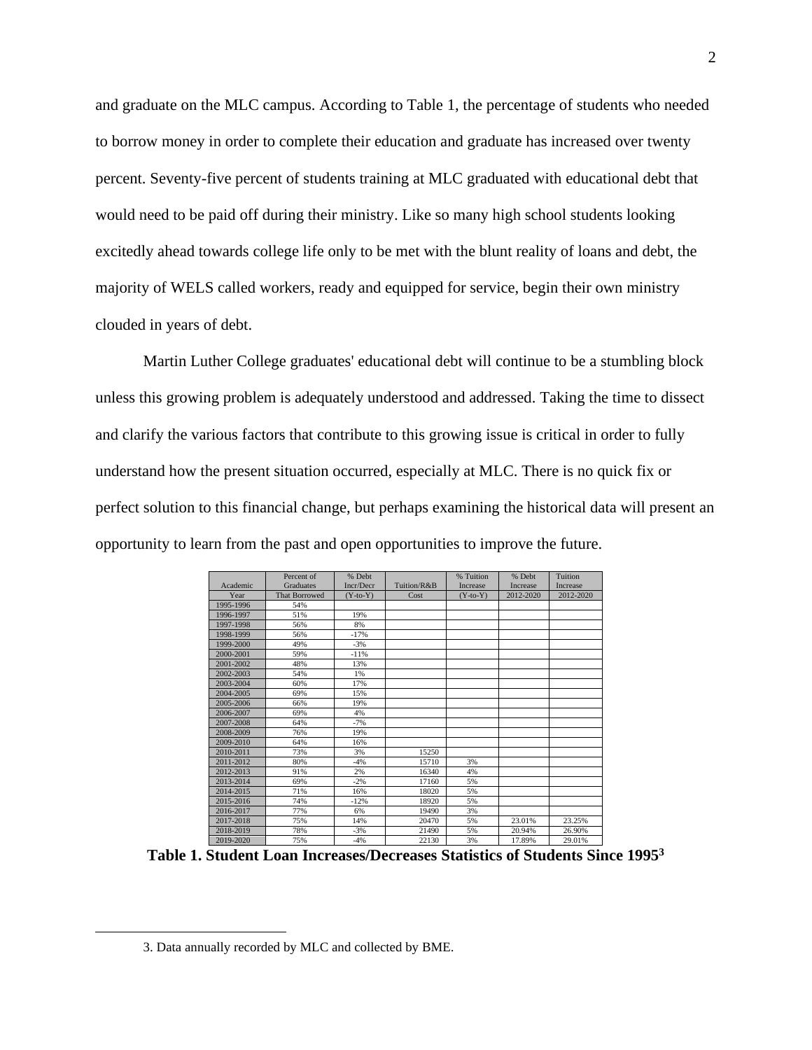and graduate on the MLC campus. According to Table 1, the percentage of students who needed to borrow money in order to complete their education and graduate has increased over twenty percent. Seventy-five percent of students training at MLC graduated with educational debt that would need to be paid off during their ministry. Like so many high school students looking excitedly ahead towards college life only to be met with the blunt reality of loans and debt, the majority of WELS called workers, ready and equipped for service, begin their own ministry clouded in years of debt.

Martin Luther College graduates' educational debt will continue to be a stumbling block unless this growing problem is adequately understood and addressed. Taking the time to dissect and clarify the various factors that contribute to this growing issue is critical in order to fully understand how the present situation occurred, especially at MLC. There is no quick fix or perfect solution to this financial change, but perhaps examining the historical data will present an opportunity to learn from the past and open opportunities to improve the future.

| Academic Year | Percent of Graduates That Borrowed | % Debt Incr/Decr (Y-to-Y) | Tuition/R&B Cost | % Tuition Increase (Y-to-Y) | % Debt Increase 2012-2020 | Tuition Increase 2012-2020 |
|---|---|---|---|---|---|---|
| 1995-1996 | 54% | | | | | |
| 1996-1997 | 51% | 19% | | | | |
| 1997-1998 | 56% | 8% | | | | |
| 1998-1999 | 56% | -17% | | | | |
| 1999-2000 | 49% | -3% | | | | |
| 2000-2001 | 59% | -11% | | | | |
| 2001-2002 | 48% | 13% | | | | |
| 2002-2003 | 54% | 1% | | | | |
| 2003-2004 | 60% | 17% | | | | |
| 2004-2005 | 69% | 15% | | | | |
| 2005-2006 | 66% | 19% | | | | |
| 2006-2007 | 69% | 4% | | | | |
| 2007-2008 | 64% | -7% | | | | |
| 2008-2009 | 76% | 19% | | | | |
| 2009-2010 | 64% | 16% | | | | |
| 2010-2011 | 73% | 3% | 15250 | | | |
| 2011-2012 | 80% | -4% | 15710 | 3% | | |
| 2012-2013 | 91% | 2% | 16340 | 4% | | |
| 2013-2014 | 69% | -2% | 17160 | 5% | | |
| 2014-2015 | 71% | 16% | 18020 | 5% | | |
| 2015-2016 | 74% | -12% | 18920 | 5% | | |
| 2016-2017 | 77% | 6% | 19490 | 3% | | |
| 2017-2018 | 75% | 14% | 20470 | 5% | 23.01% | 23.25% |
| 2018-2019 | 78% | -3% | 21490 | 5% | 20.94% | 26.90% |
| 2019-2020 | 75% | -4% | 22130 | 3% | 17.89% | 29.01% |

**Table 1. Student Loan Increases/Decreases Statistics of Students Since 1995[3]**

3. Data annually recorded by MLC and collected by BME.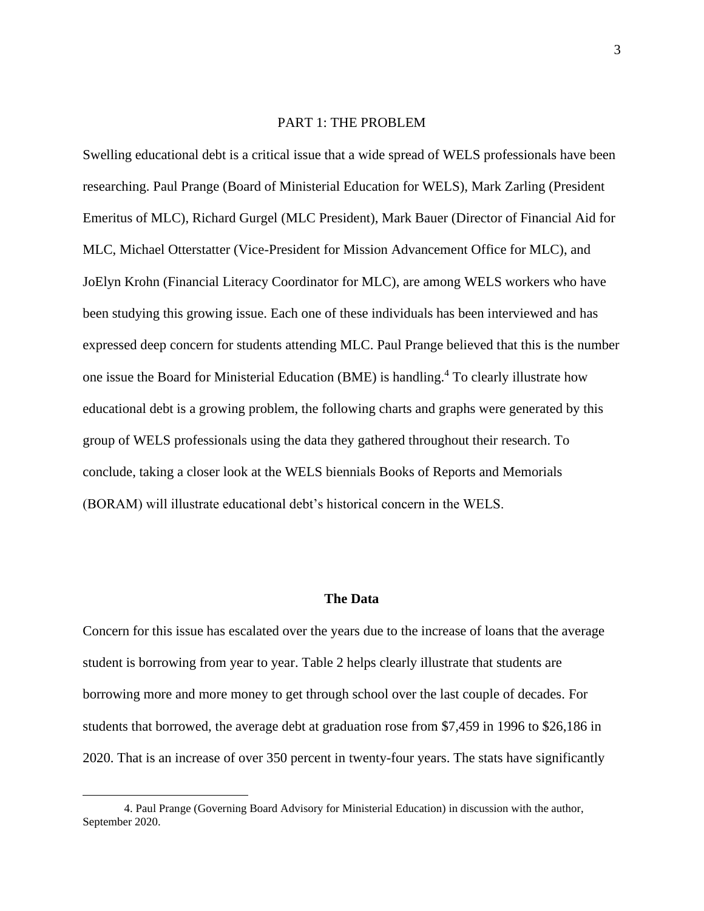## PART 1: THE PROBLEM

Swelling educational debt is a critical issue that a wide spread of WELS professionals have been researching. Paul Prange (Board of Ministerial Education for WELS), Mark Zarling (President Emeritus of MLC), Richard Gurgel (MLC President), Mark Bauer (Director of Financial Aid for MLC, Michael Otterstatter (Vice-President for Mission Advancement Office for MLC), and JoElyn Krohn (Financial Literacy Coordinator for MLC), are among WELS workers who have been studying this growing issue. Each one of these individuals has been interviewed and has expressed deep concern for students attending MLC. Paul Prange believed that this is the number one issue the Board for Ministerial Education (BME) is handling.[4] To clearly illustrate how educational debt is a growing problem, the following charts and graphs were generated by this group of WELS professionals using the data they gathered throughout their research. To conclude, taking a closer look at the WELS biennials Books of Reports and Memorials (BORAM) will illustrate educational debt's historical concern in the WELS.

### The Data

Concern for this issue has escalated over the years due to the increase of loans that the average student is borrowing from year to year. Table 2 helps clearly illustrate that students are borrowing more and more money to get through school over the last couple of decades. For students that borrowed, the average debt at graduation rose from $7,459 in 1996 to $26,186 in 2020. That is an increase of over 350 percent in twenty-four years. The stats have significantly

4. Paul Prange (Governing Board Advisory for Ministerial Education) in discussion with the author, September 2020.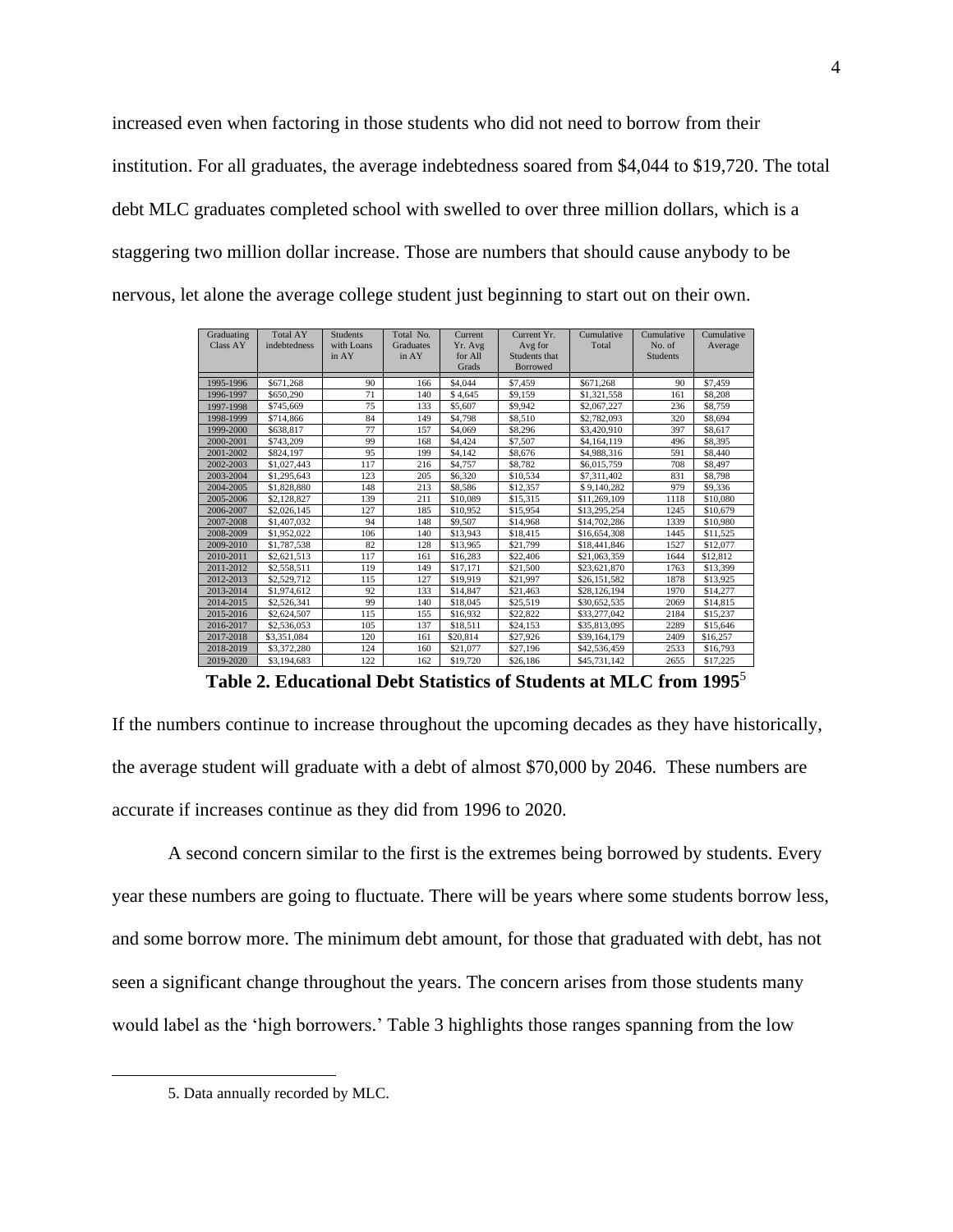increased even when factoring in those students who did not need to borrow from their institution. For all graduates, the average indebtedness soared from $4,044 to $19,720. The total debt MLC graduates completed school with swelled to over three million dollars, which is a staggering two million dollar increase. Those are numbers that should cause anybody to be nervous, let alone the average college student just beginning to start out on their own.

| Graduating Class AY | Total AY indebtedness | Students with Loans in AY | Total No. Graduates in AY | Current Yr. Avg for All Grads | Current Yr. Avg for Students that Borrowed | Cumulative Total | Cumulative No. of Students | Cumulative Average |
|---|---|---|---|---|---|---|---|---|
| 1995-1996 | $671,268 | 90 | 166 | $4,044 | $7,459 | $671,268 | 90 | $7,459 |
| 1996-1997 | $650,290 | 71 | 140 | $ 4,645 | $9,159 | $1,321,558 | 161 | $8,208 |
| 1997-1998 | $745,669 | 75 | 133 | $5,607 | $9,942 | $2,067,227 | 236 | $8,759 |
| 1998-1999 | $714,866 | 84 | 149 | $4,798 | $8,510 | $2,782,093 | 320 | $8,694 |
| 1999-2000 | $638,817 | 77 | 157 | $4,069 | $8,296 | $3,420,910 | 397 | $8,617 |
| 2000-2001 | $743,209 | 99 | 168 | $4,424 | $7,507 | $4,164,119 | 496 | $8,395 |
| 2001-2002 | $824,197 | 95 | 199 | $4,142 | $8,676 | $4,988,316 | 591 | $8,440 |
| 2002-2003 | $1,027,443 | 117 | 216 | $4,757 | $8,782 | $6,015,759 | 708 | $8,497 |
| 2003-2004 | $1,295,643 | 123 | 205 | $6,320 | $10,534 | $7,311,402 | 831 | $8,798 |
| 2004-2005 | $1,828,880 | 148 | 213 | $8,586 | $12,357 | $ 9,140,282 | 979 | $9,336 |
| 2005-2006 | $2,128,827 | 139 | 211 | $10,089 | $15,315 | $11,269,109 | 1118 | $10,080 |
| 2006-2007 | $2,026,145 | 127 | 185 | $10,952 | $15,954 | $13,295,254 | 1245 | $10,679 |
| 2007-2008 | $1,407,032 | 94 | 148 | $9,507 | $14,968 | $14,702,286 | 1339 | $10,980 |
| 2008-2009 | $1,952,022 | 106 | 140 | $13,943 | $18,415 | $16,654,308 | 1445 | $11,525 |
| 2009-2010 | $1,787,538 | 82 | 128 | $13,965 | $21,799 | $18,441,846 | 1527 | $12,077 |
| 2010-2011 | $2,621,513 | 117 | 161 | $16,283 | $22,406 | $21,063,359 | 1644 | $12,812 |
| 2011-2012 | $2,558,511 | 119 | 149 | $17,171 | $21,500 | $23,621,870 | 1763 | $13,399 |
| 2012-2013 | $2,529,712 | 115 | 127 | $19,919 | $21,997 | $26,151,582 | 1878 | $13,925 |
| 2013-2014 | $1,974,612 | 92 | 133 | $14,847 | $21,463 | $28,126,194 | 1970 | $14,277 |
| 2014-2015 | $2,526,341 | 99 | 140 | $18,045 | $25,519 | $30,652,535 | 2069 | $14,815 |
| 2015-2016 | $2,624,507 | 115 | 155 | $16,932 | $22,822 | $33,277,042 | 2184 | $15,237 |
| 2016-2017 | $2,536,053 | 105 | 137 | $18,511 | $24,153 | $35,813,095 | 2289 | $15,646 |
| 2017-2018 | $3,351,084 | 120 | 161 | $20,814 | $27,926 | $39,164,179 | 2409 | $16,257 |
| 2018-2019 | $3,372,280 | 124 | 160 | $21,077 | $27,196 | $42,536,459 | 2533 | $16,793 |
| 2019-2020 | $3,194,683 | 122 | 162 | $19,720 | $26,186 | $45,731,142 | 2655 | $17,225 |

**Table 2. Educational Debt Statistics of Students at MLC from 1995**[5]

If the numbers continue to increase throughout the upcoming decades as they have historically, the average student will graduate with a debt of almost $70,000 by 2046. These numbers are accurate if increases continue as they did from 1996 to 2020.

A second concern similar to the first is the extremes being borrowed by students. Every year these numbers are going to fluctuate. There will be years where some students borrow less, and some borrow more. The minimum debt amount, for those that graduated with debt, has not seen a significant change throughout the years. The concern arises from those students many would label as the 'high borrowers.' Table 3 highlights those ranges spanning from the low

5. Data annually recorded by MLC.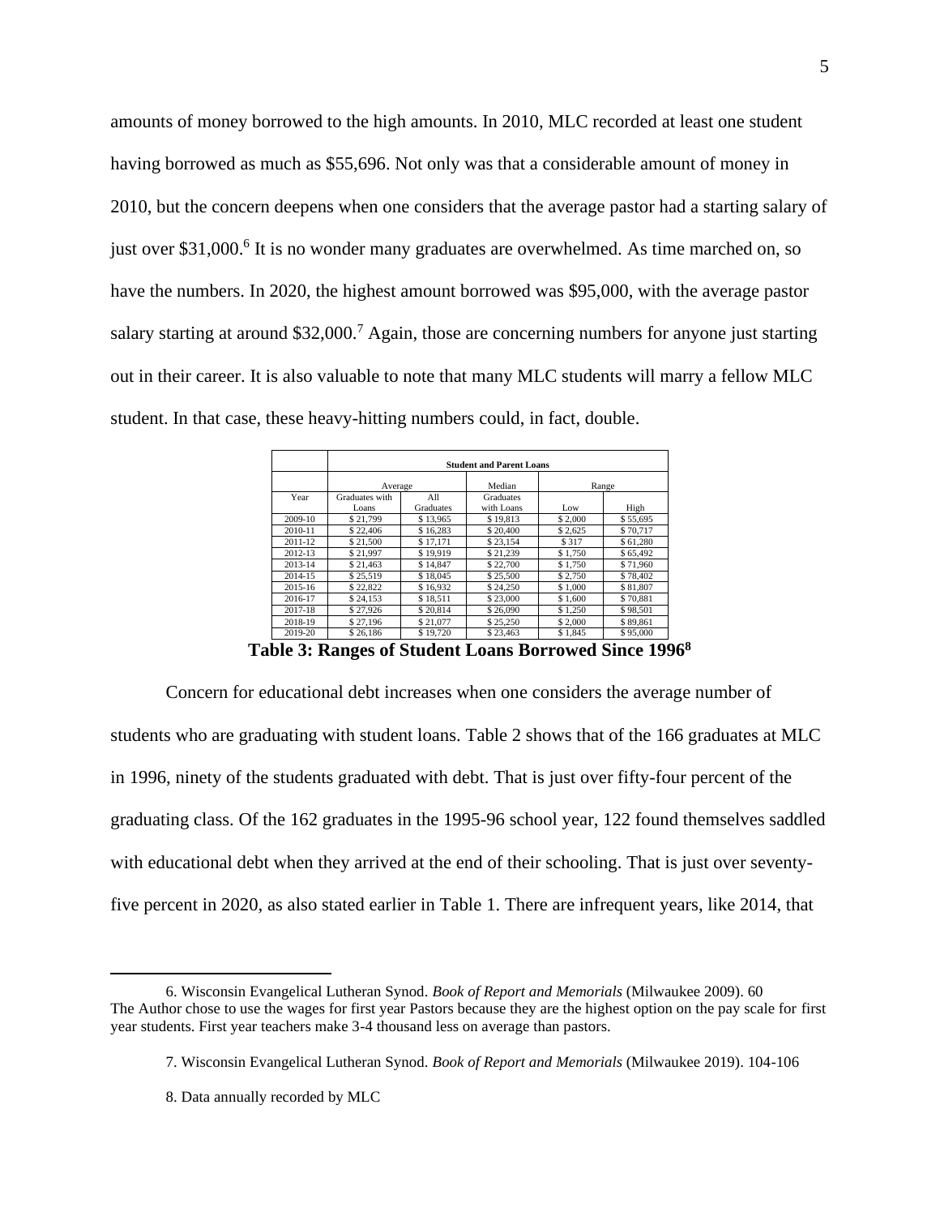amounts of money borrowed to the high amounts. In 2010, MLC recorded at least one student having borrowed as much as $55,696. Not only was that a considerable amount of money in 2010, but the concern deepens when one considers that the average pastor had a starting salary of just over $31,000.[6] It is no wonder many graduates are overwhelmed. As time marched on, so have the numbers. In 2020, the highest amount borrowed was $95,000, with the average pastor salary starting at around $32,000.[7] Again, those are concerning numbers for anyone just starting out in their career. It is also valuable to note that many MLC students will marry a fellow MLC student. In that case, these heavy-hitting numbers could, in fact, double.

| | **Student and Parent Loans** | | | | |
|---|---|---|---|---|---|
| | Average | | Median | Range | |
| Year | Graduates with Loans | All Graduates | Graduates with Loans | Low | High |
| 2009-10 | $ 21,799 | $ 13,965 | $ 19,813 | $ 2,000 | $ 55,695 |
| 2010-11 | $ 22,406 | $ 16,283 | $ 20,400 | $ 2,625 | $ 70,717 |
| 2011-12 | $ 21,500 | $ 17,171 | $ 23,154 | $ 317 | $ 61,280 |
| 2012-13 | $ 21,997 | $ 19,919 | $ 21,239 | $ 1,750 | $ 65,492 |
| 2013-14 | $ 21,463 | $ 14,847 | $ 22,700 | $ 1,750 | $ 71,960 |
| 2014-15 | $ 25,519 | $ 18,045 | $ 25,500 | $ 2,750 | $ 78,402 |
| 2015-16 | $ 22,822 | $ 16,932 | $ 24,250 | $ 1,000 | $ 81,807 |
| 2016-17 | $ 24,153 | $ 18,511 | $ 23,000 | $ 1,600 | $ 70,881 |
| 2017-18 | $ 27,926 | $ 20,814 | $ 26,090 | $ 1,250 | $ 98,501 |
| 2018-19 | $ 27,196 | $ 21,077 | $ 25,250 | $ 2,000 | $ 89,861 |
| 2019-20 | $ 26,186 | $ 19,720 | $ 23,463 | $ 1,845 | $ 95,000 |

**Table 3: Ranges of Student Loans Borrowed Since 1996[8]**

Concern for educational debt increases when one considers the average number of students who are graduating with student loans. Table 2 shows that of the 166 graduates at MLC in 1996, ninety of the students graduated with debt. That is just over fifty-four percent of the graduating class. Of the 162 graduates in the 1995-96 school year, 122 found themselves saddled with educational debt when they arrived at the end of their schooling. That is just over seventy-five percent in 2020, as also stated earlier in Table 1. There are infrequent years, like 2014, that

6. Wisconsin Evangelical Lutheran Synod. *Book of Report and Memorials* (Milwaukee 2009). 60
The Author chose to use the wages for first year Pastors because they are the highest option on the pay scale for first year students. First year teachers make 3-4 thousand less on average than pastors.

7. Wisconsin Evangelical Lutheran Synod. *Book of Report and Memorials* (Milwaukee 2019). 104-106

8. Data annually recorded by MLC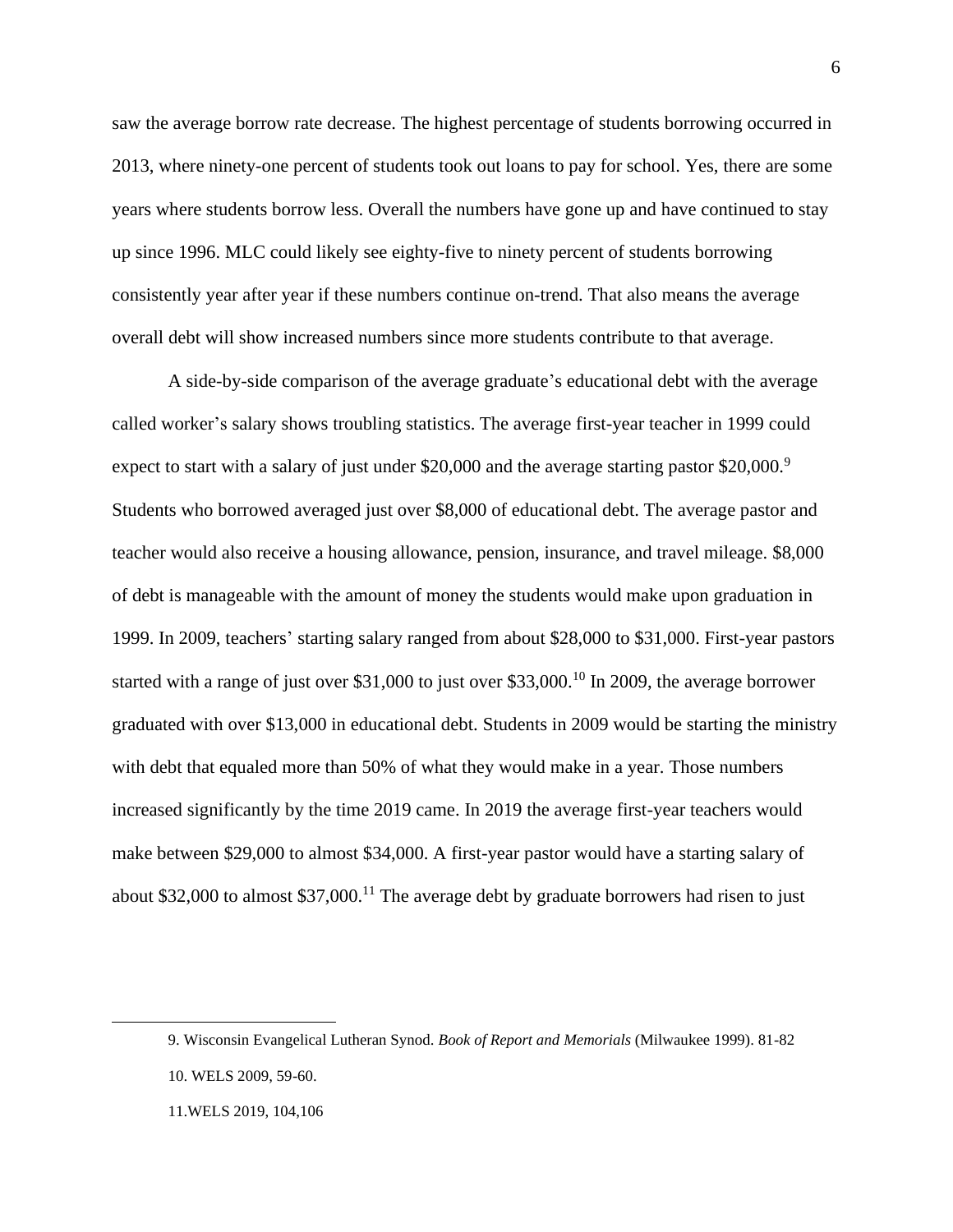saw the average borrow rate decrease. The highest percentage of students borrowing occurred in 2013, where ninety-one percent of students took out loans to pay for school. Yes, there are some years where students borrow less. Overall the numbers have gone up and have continued to stay up since 1996. MLC could likely see eighty-five to ninety percent of students borrowing consistently year after year if these numbers continue on-trend. That also means the average overall debt will show increased numbers since more students contribute to that average.

A side-by-side comparison of the average graduate's educational debt with the average called worker's salary shows troubling statistics. The average first-year teacher in 1999 could expect to start with a salary of just under $20,000 and the average starting pastor $20,000.[9] Students who borrowed averaged just over $8,000 of educational debt. The average pastor and teacher would also receive a housing allowance, pension, insurance, and travel mileage. $8,000 of debt is manageable with the amount of money the students would make upon graduation in 1999. In 2009, teachers' starting salary ranged from about $28,000 to $31,000. First-year pastors started with a range of just over $31,000 to just over $33,000.[10] In 2009, the average borrower graduated with over $13,000 in educational debt. Students in 2009 would be starting the ministry with debt that equaled more than 50% of what they would make in a year. Those numbers increased significantly by the time 2019 came. In 2019 the average first-year teachers would make between $29,000 to almost $34,000. A first-year pastor would have a starting salary of about $32,000 to almost $37,000.[11] The average debt by graduate borrowers had risen to just

---

9. Wisconsin Evangelical Lutheran Synod. *Book of Report and Memorials* (Milwaukee 1999). 81-82

10. WELS 2009, 59-60.

11.WELS 2019, 104,106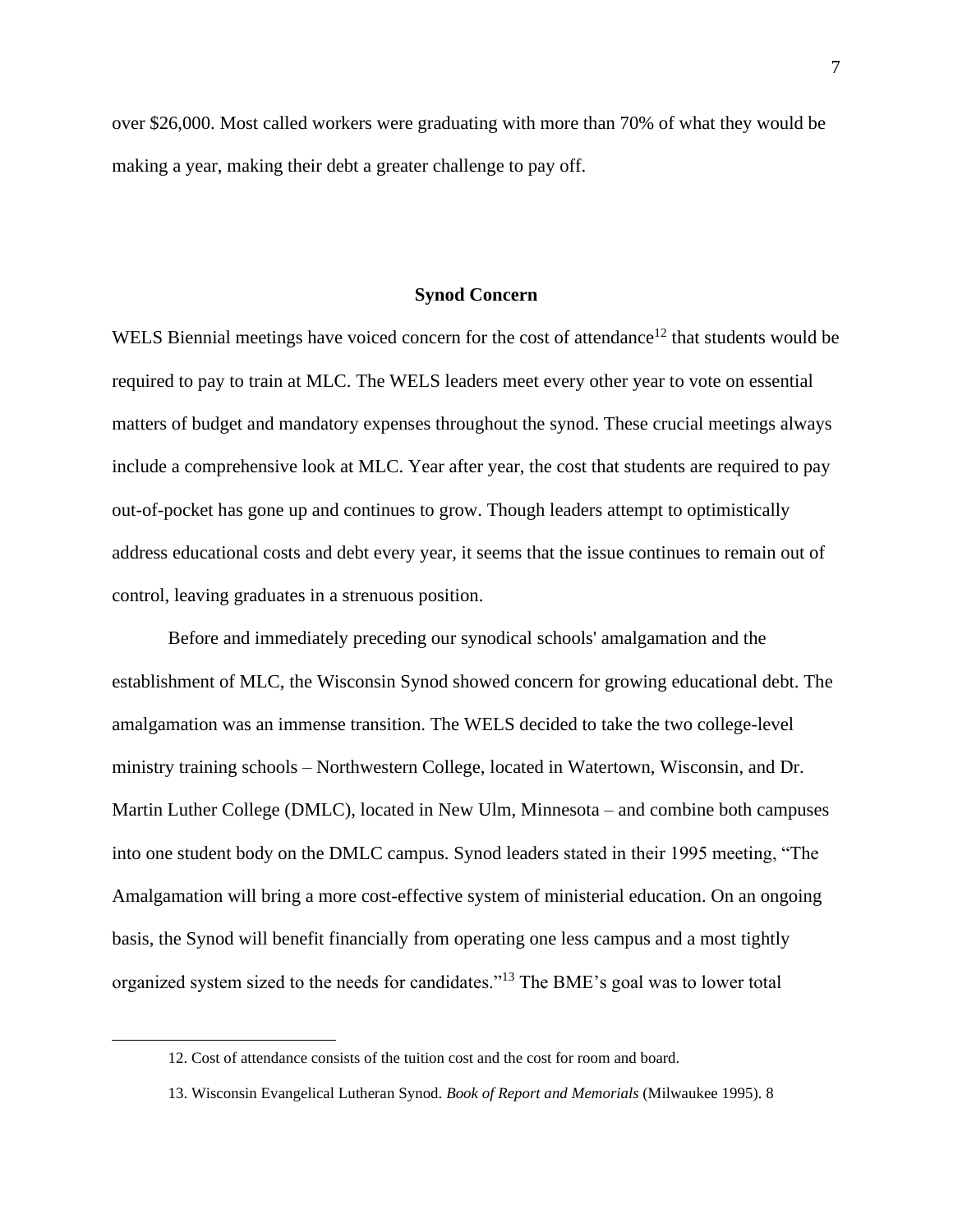over $26,000. Most called workers were graduating with more than 70% of what they would be making a year, making their debt a greater challenge to pay off.

## Synod Concern

WELS Biennial meetings have voiced concern for the cost of attendance[12] that students would be required to pay to train at MLC. The WELS leaders meet every other year to vote on essential matters of budget and mandatory expenses throughout the synod. These crucial meetings always include a comprehensive look at MLC. Year after year, the cost that students are required to pay out-of-pocket has gone up and continues to grow. Though leaders attempt to optimistically address educational costs and debt every year, it seems that the issue continues to remain out of control, leaving graduates in a strenuous position.

Before and immediately preceding our synodical schools' amalgamation and the establishment of MLC, the Wisconsin Synod showed concern for growing educational debt. The amalgamation was an immense transition. The WELS decided to take the two college-level ministry training schools – Northwestern College, located in Watertown, Wisconsin, and Dr. Martin Luther College (DMLC), located in New Ulm, Minnesota – and combine both campuses into one student body on the DMLC campus. Synod leaders stated in their 1995 meeting, "The Amalgamation will bring a more cost-effective system of ministerial education. On an ongoing basis, the Synod will benefit financially from operating one less campus and a most tightly organized system sized to the needs for candidates."[13] The BME's goal was to lower total

12. Cost of attendance consists of the tuition cost and the cost for room and board.

13. Wisconsin Evangelical Lutheran Synod. *Book of Report and Memorials* (Milwaukee 1995). 8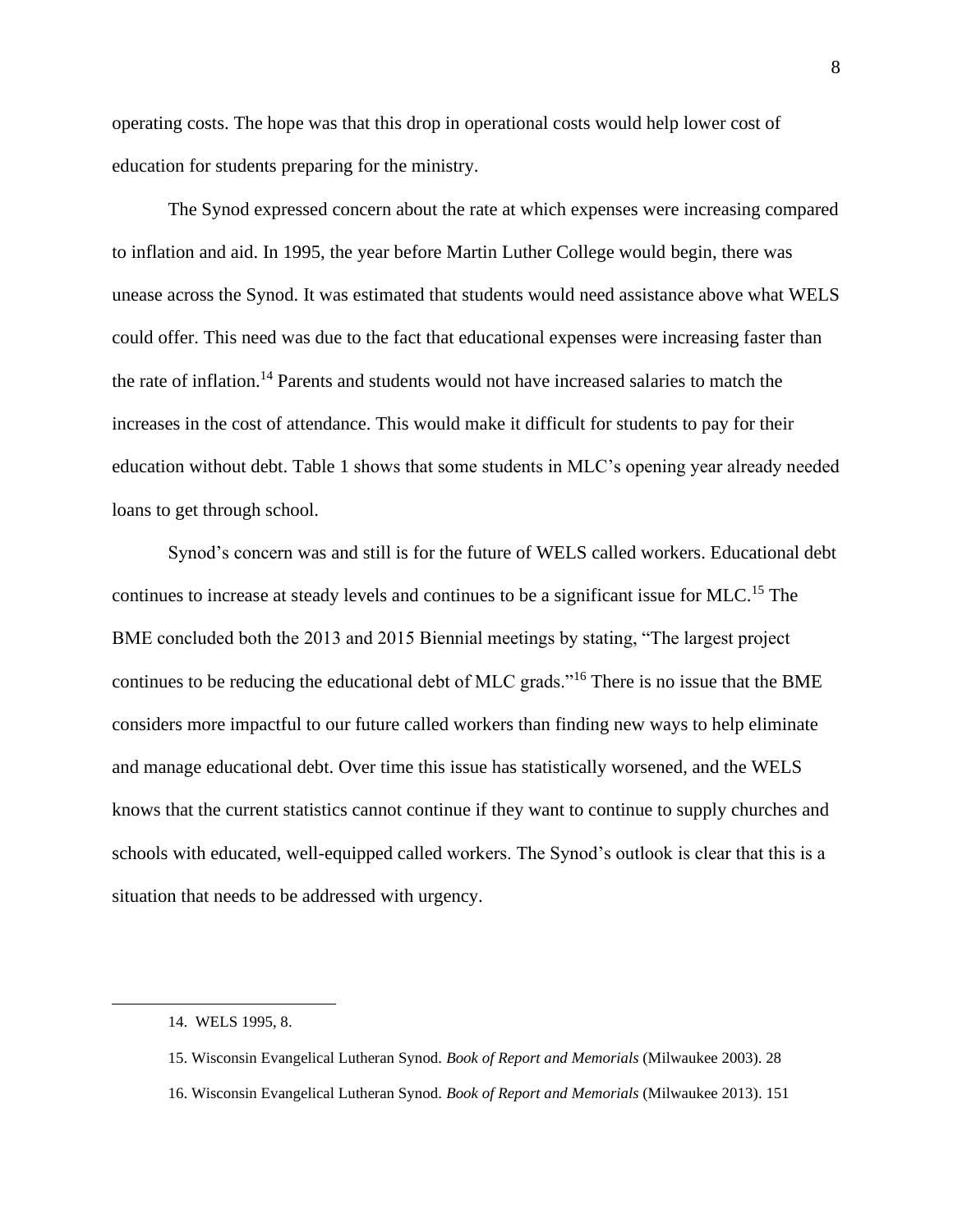operating costs. The hope was that this drop in operational costs would help lower cost of education for students preparing for the ministry.

The Synod expressed concern about the rate at which expenses were increasing compared to inflation and aid. In 1995, the year before Martin Luther College would begin, there was unease across the Synod. It was estimated that students would need assistance above what WELS could offer. This need was due to the fact that educational expenses were increasing faster than the rate of inflation.[14] Parents and students would not have increased salaries to match the increases in the cost of attendance. This would make it difficult for students to pay for their education without debt. Table 1 shows that some students in MLC's opening year already needed loans to get through school.

Synod's concern was and still is for the future of WELS called workers. Educational debt continues to increase at steady levels and continues to be a significant issue for MLC.[15] The BME concluded both the 2013 and 2015 Biennial meetings by stating, "The largest project continues to be reducing the educational debt of MLC grads."[16] There is no issue that the BME considers more impactful to our future called workers than finding new ways to help eliminate and manage educational debt. Over time this issue has statistically worsened, and the WELS knows that the current statistics cannot continue if they want to continue to supply churches and schools with educated, well-equipped called workers. The Synod's outlook is clear that this is a situation that needs to be addressed with urgency.

---

14. WELS 1995, 8.

15. Wisconsin Evangelical Lutheran Synod. *Book of Report and Memorials* (Milwaukee 2003). 28

16. Wisconsin Evangelical Lutheran Synod. *Book of Report and Memorials* (Milwaukee 2013). 151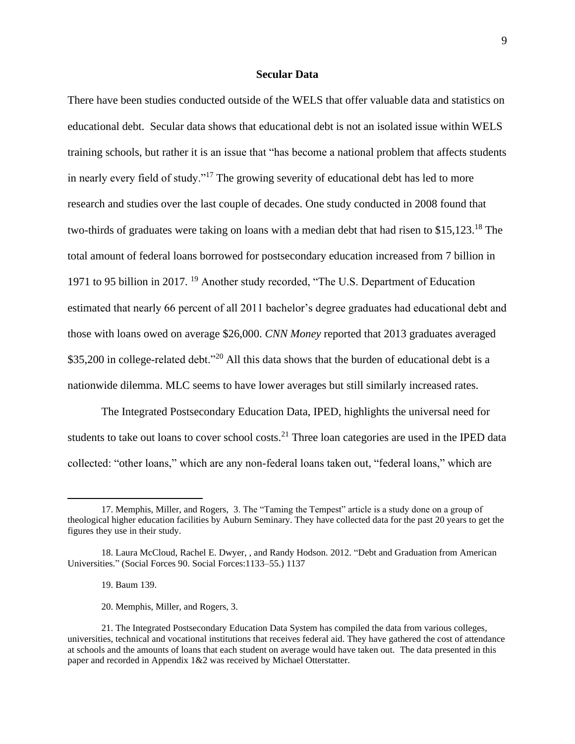## Secular Data

There have been studies conducted outside of the WELS that offer valuable data and statistics on educational debt. Secular data shows that educational debt is not an isolated issue within WELS training schools, but rather it is an issue that "has become a national problem that affects students in nearly every field of study."[17] The growing severity of educational debt has led to more research and studies over the last couple of decades. One study conducted in 2008 found that two-thirds of graduates were taking on loans with a median debt that had risen to $15,123.[18] The total amount of federal loans borrowed for postsecondary education increased from 7 billion in 1971 to 95 billion in 2017. [19] Another study recorded, "The U.S. Department of Education estimated that nearly 66 percent of all 2011 bachelor's degree graduates had educational debt and those with loans owed on average $26,000. *CNN Money* reported that 2013 graduates averaged $35,200 in college-related debt."[20] All this data shows that the burden of educational debt is a nationwide dilemma. MLC seems to have lower averages but still similarly increased rates.

The Integrated Postsecondary Education Data, IPED, highlights the universal need for students to take out loans to cover school costs.[21] Three loan categories are used in the IPED data collected: "other loans," which are any non-federal loans taken out, "federal loans," which are

---

17. Memphis, Miller, and Rogers, 3. The "Taming the Tempest" article is a study done on a group of theological higher education facilities by Auburn Seminary. They have collected data for the past 20 years to get the figures they use in their study.

18. Laura McCloud, Rachel E. Dwyer, , and Randy Hodson. 2012. "Debt and Graduation from American Universities." (Social Forces 90. Social Forces:1133–55.) 1137

19. Baum 139.

20. Memphis, Miller, and Rogers, 3.

21. The Integrated Postsecondary Education Data System has compiled the data from various colleges, universities, technical and vocational institutions that receives federal aid. They have gathered the cost of attendance at schools and the amounts of loans that each student on average would have taken out. The data presented in this paper and recorded in Appendix 1&2 was received by Michael Otterstatter.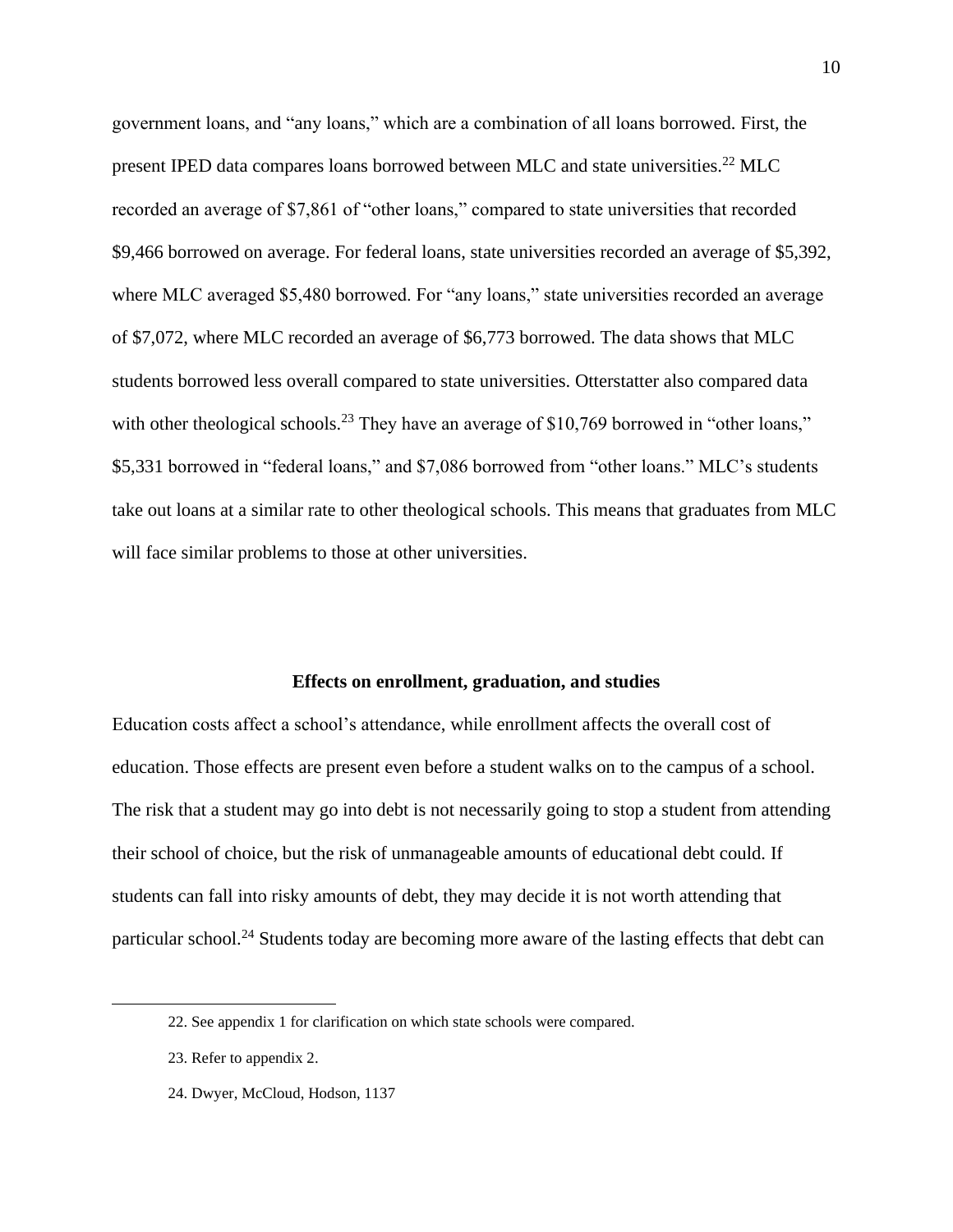government loans, and "any loans," which are a combination of all loans borrowed. First, the present IPED data compares loans borrowed between MLC and state universities.[22] MLC recorded an average of $7,861 of "other loans," compared to state universities that recorded $9,466 borrowed on average. For federal loans, state universities recorded an average of $5,392, where MLC averaged $5,480 borrowed. For "any loans," state universities recorded an average of $7,072, where MLC recorded an average of $6,773 borrowed. The data shows that MLC students borrowed less overall compared to state universities. Otterstatter also compared data with other theological schools.[23] They have an average of $10,769 borrowed in "other loans," $5,331 borrowed in "federal loans," and $7,086 borrowed from "other loans." MLC's students take out loans at a similar rate to other theological schools. This means that graduates from MLC will face similar problems to those at other universities.

## Effects on enrollment, graduation, and studies

Education costs affect a school's attendance, while enrollment affects the overall cost of education. Those effects are present even before a student walks on to the campus of a school. The risk that a student may go into debt is not necessarily going to stop a student from attending their school of choice, but the risk of unmanageable amounts of educational debt could. If students can fall into risky amounts of debt, they may decide it is not worth attending that particular school.[24] Students today are becoming more aware of the lasting effects that debt can

---

22. See appendix 1 for clarification on which state schools were compared.

23. Refer to appendix 2.

24. Dwyer, McCloud, Hodson, 1137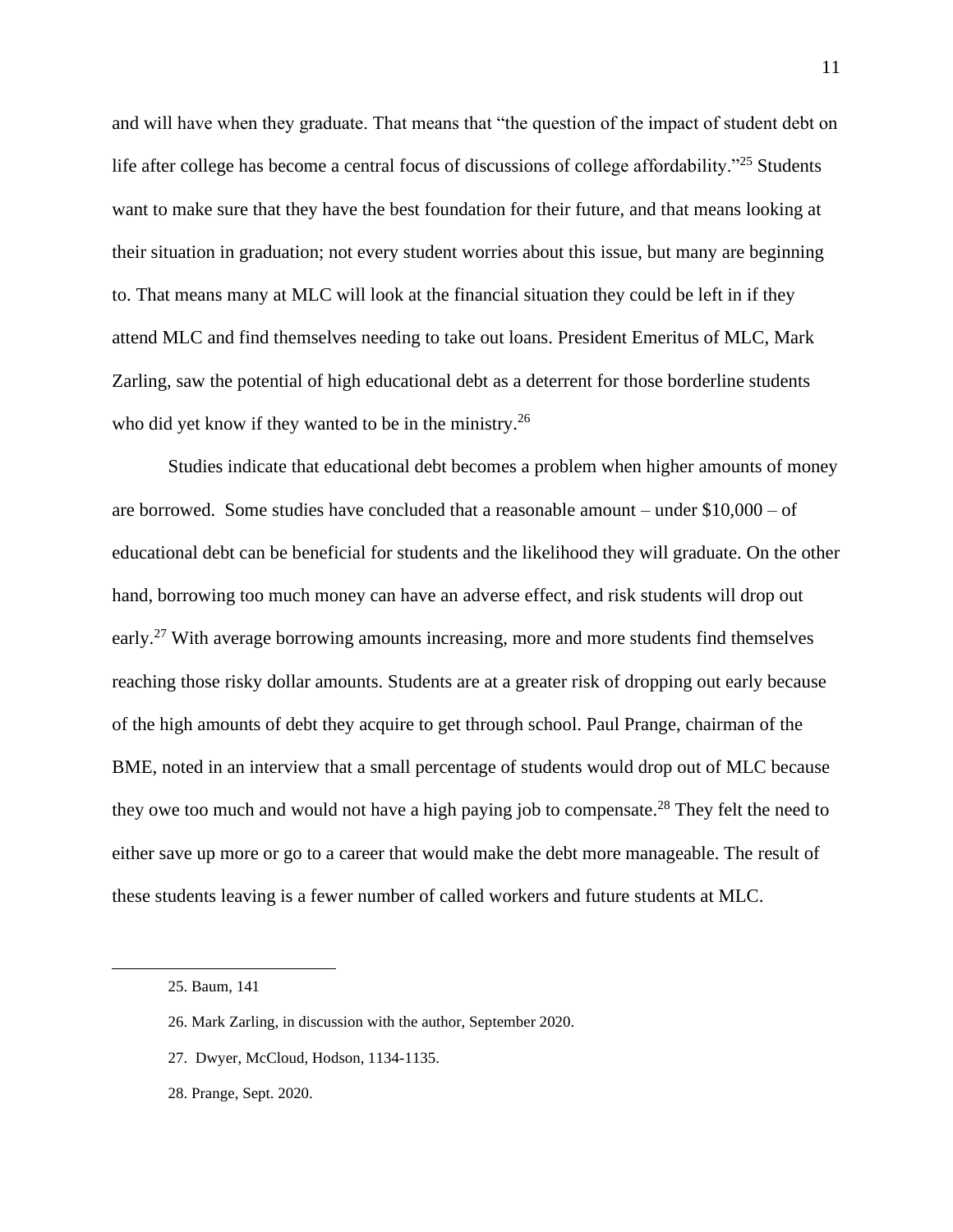and will have when they graduate. That means that "the question of the impact of student debt on life after college has become a central focus of discussions of college affordability."[25] Students want to make sure that they have the best foundation for their future, and that means looking at their situation in graduation; not every student worries about this issue, but many are beginning to. That means many at MLC will look at the financial situation they could be left in if they attend MLC and find themselves needing to take out loans. President Emeritus of MLC, Mark Zarling, saw the potential of high educational debt as a deterrent for those borderline students who did yet know if they wanted to be in the ministry.[26]

Studies indicate that educational debt becomes a problem when higher amounts of money are borrowed. Some studies have concluded that a reasonable amount – under $10,000 – of educational debt can be beneficial for students and the likelihood they will graduate. On the other hand, borrowing too much money can have an adverse effect, and risk students will drop out early.[27] With average borrowing amounts increasing, more and more students find themselves reaching those risky dollar amounts. Students are at a greater risk of dropping out early because of the high amounts of debt they acquire to get through school. Paul Prange, chairman of the BME, noted in an interview that a small percentage of students would drop out of MLC because they owe too much and would not have a high paying job to compensate.[28] They felt the need to either save up more or go to a career that would make the debt more manageable. The result of these students leaving is a fewer number of called workers and future students at MLC.

---

25. Baum, 141

26. Mark Zarling, in discussion with the author, September 2020.

27. Dwyer, McCloud, Hodson, 1134-1135.

28. Prange, Sept. 2020.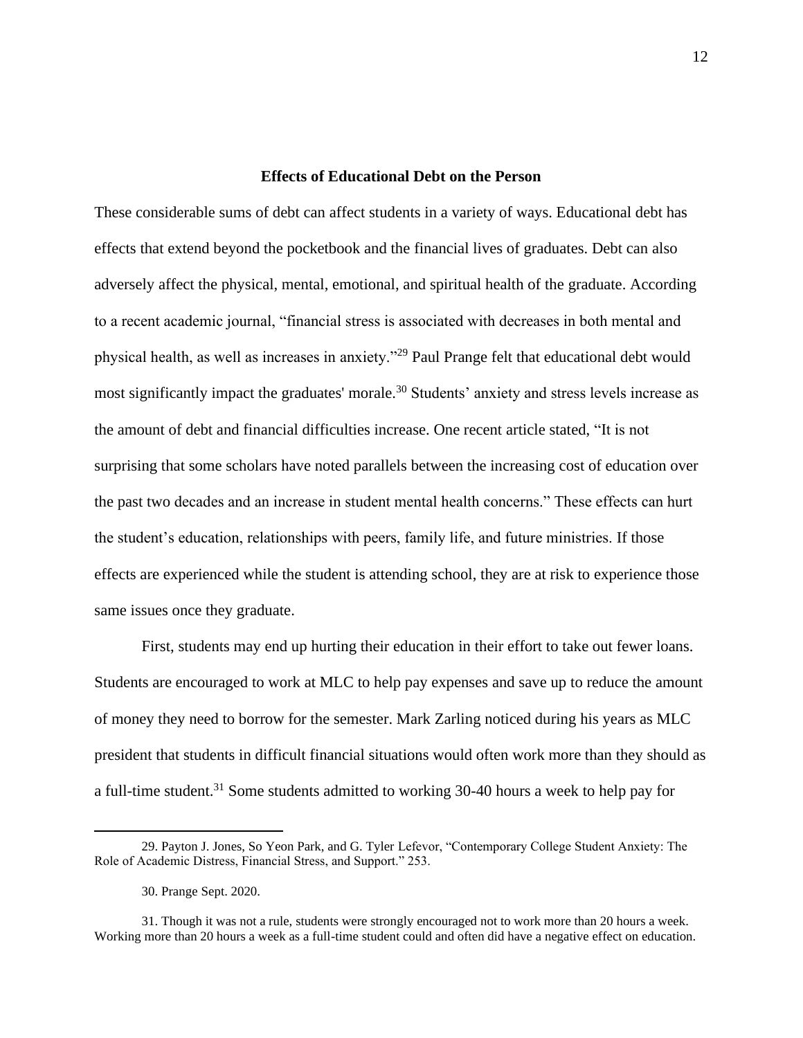## Effects of Educational Debt on the Person

These considerable sums of debt can affect students in a variety of ways. Educational debt has effects that extend beyond the pocketbook and the financial lives of graduates. Debt can also adversely affect the physical, mental, emotional, and spiritual health of the graduate. According to a recent academic journal, "financial stress is associated with decreases in both mental and physical health, as well as increases in anxiety."[29] Paul Prange felt that educational debt would most significantly impact the graduates' morale.[30] Students' anxiety and stress levels increase as the amount of debt and financial difficulties increase. One recent article stated, "It is not surprising that some scholars have noted parallels between the increasing cost of education over the past two decades and an increase in student mental health concerns." These effects can hurt the student's education, relationships with peers, family life, and future ministries. If those effects are experienced while the student is attending school, they are at risk to experience those same issues once they graduate.

First, students may end up hurting their education in their effort to take out fewer loans. Students are encouraged to work at MLC to help pay expenses and save up to reduce the amount of money they need to borrow for the semester. Mark Zarling noticed during his years as MLC president that students in difficult financial situations would often work more than they should as a full-time student.[31] Some students admitted to working 30-40 hours a week to help pay for

---

29. Payton J. Jones, So Yeon Park, and G. Tyler Lefevor, "Contemporary College Student Anxiety: The Role of Academic Distress, Financial Stress, and Support." 253.

30. Prange Sept. 2020.

31. Though it was not a rule, students were strongly encouraged not to work more than 20 hours a week. Working more than 20 hours a week as a full-time student could and often did have a negative effect on education.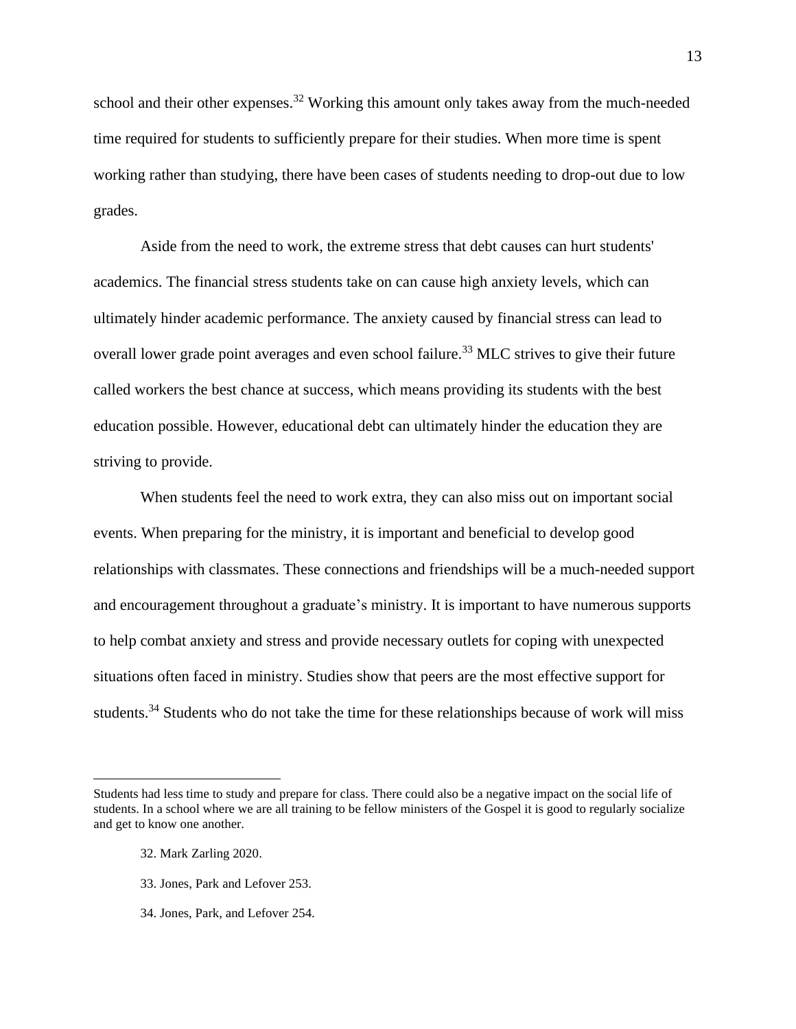school and their other expenses.[32] Working this amount only takes away from the much-needed time required for students to sufficiently prepare for their studies. When more time is spent working rather than studying, there have been cases of students needing to drop-out due to low grades.

Aside from the need to work, the extreme stress that debt causes can hurt students' academics. The financial stress students take on can cause high anxiety levels, which can ultimately hinder academic performance. The anxiety caused by financial stress can lead to overall lower grade point averages and even school failure.[33] MLC strives to give their future called workers the best chance at success, which means providing its students with the best education possible. However, educational debt can ultimately hinder the education they are striving to provide.

When students feel the need to work extra, they can also miss out on important social events. When preparing for the ministry, it is important and beneficial to develop good relationships with classmates. These connections and friendships will be a much-needed support and encouragement throughout a graduate's ministry. It is important to have numerous supports to help combat anxiety and stress and provide necessary outlets for coping with unexpected situations often faced in ministry. Studies show that peers are the most effective support for students.[34] Students who do not take the time for these relationships because of work will miss

---

Students had less time to study and prepare for class. There could also be a negative impact on the social life of students. In a school where we are all training to be fellow ministers of the Gospel it is good to regularly socialize and get to know one another.

32. Mark Zarling 2020.

33. Jones, Park and Lefover 253.

34. Jones, Park, and Lefover 254.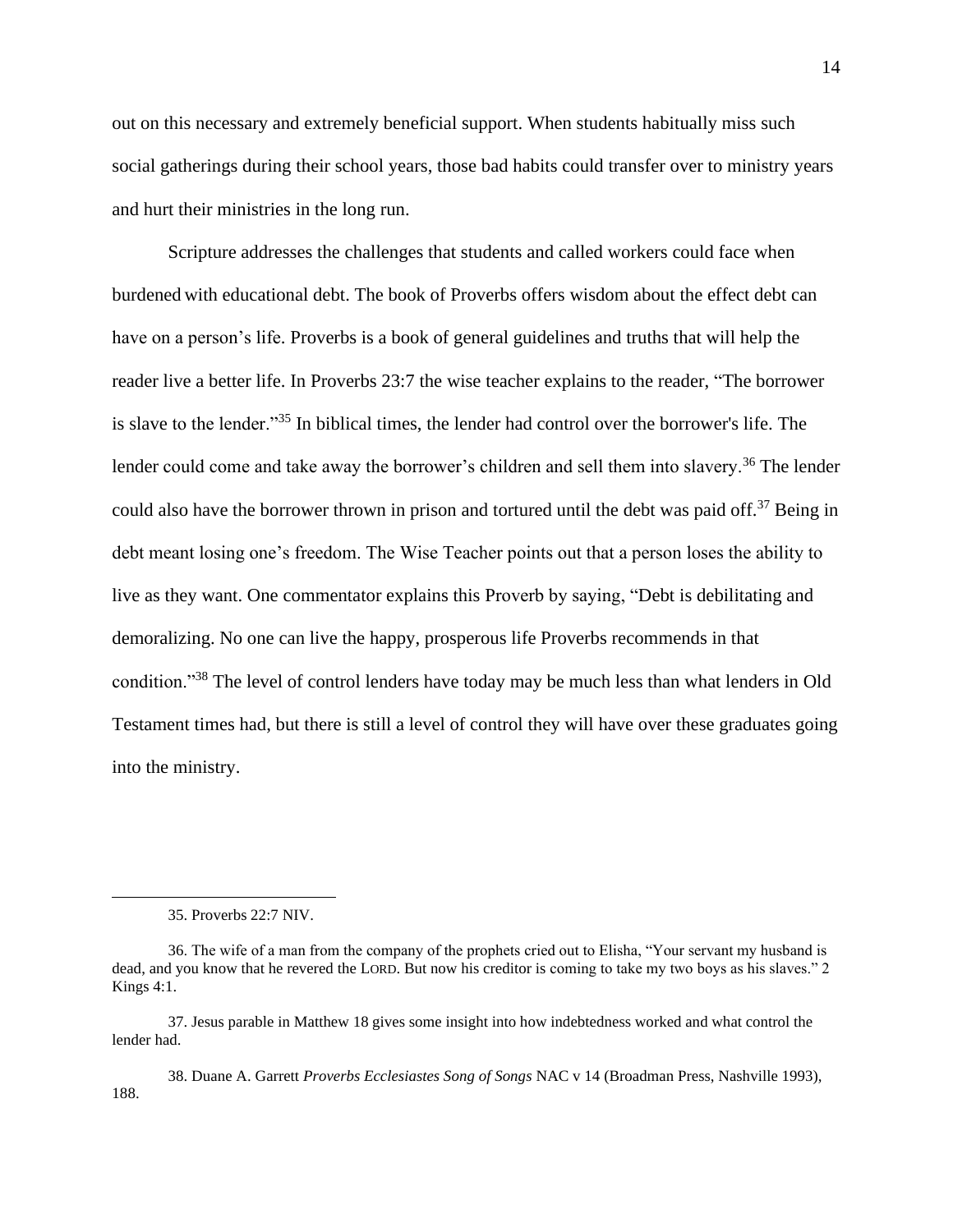out on this necessary and extremely beneficial support. When students habitually miss such social gatherings during their school years, those bad habits could transfer over to ministry years and hurt their ministries in the long run.

Scripture addresses the challenges that students and called workers could face when burdened with educational debt. The book of Proverbs offers wisdom about the effect debt can have on a person's life. Proverbs is a book of general guidelines and truths that will help the reader live a better life. In Proverbs 23:7 the wise teacher explains to the reader, "The borrower is slave to the lender."[35] In biblical times, the lender had control over the borrower's life. The lender could come and take away the borrower's children and sell them into slavery.[36] The lender could also have the borrower thrown in prison and tortured until the debt was paid off.[37] Being in debt meant losing one's freedom. The Wise Teacher points out that a person loses the ability to live as they want. One commentator explains this Proverb by saying, "Debt is debilitating and demoralizing. No one can live the happy, prosperous life Proverbs recommends in that condition."[38] The level of control lenders have today may be much less than what lenders in Old Testament times had, but there is still a level of control they will have over these graduates going into the ministry.

---

35. Proverbs 22:7 NIV.

36. The wife of a man from the company of the prophets cried out to Elisha, "Your servant my husband is dead, and you know that he revered the LORD. But now his creditor is coming to take my two boys as his slaves." 2 Kings 4:1.

37. Jesus parable in Matthew 18 gives some insight into how indebtedness worked and what control the lender had.

38. Duane A. Garrett *Proverbs Ecclesiastes Song of Songs* NAC v 14 (Broadman Press, Nashville 1993), 188.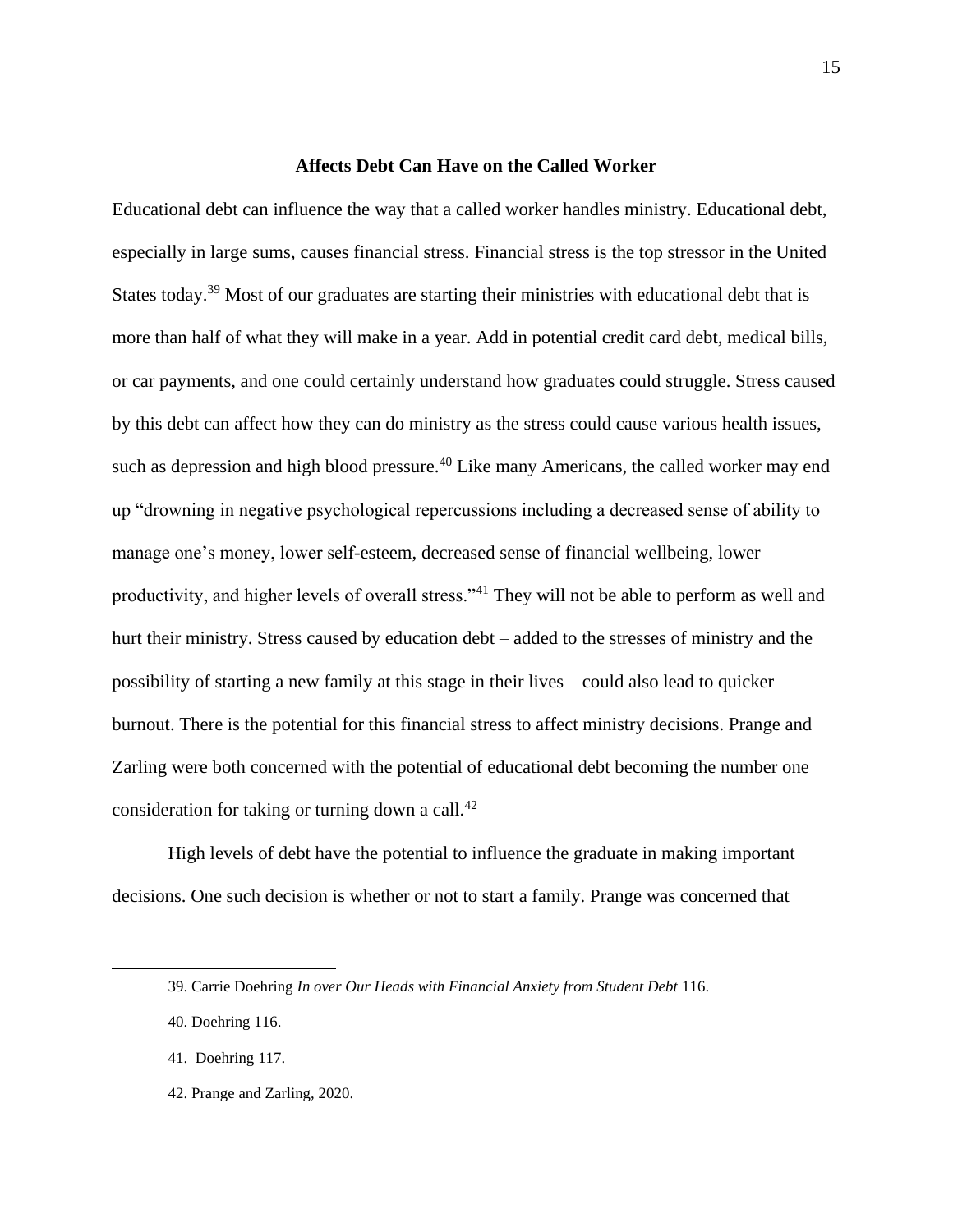## Affects Debt Can Have on the Called Worker

Educational debt can influence the way that a called worker handles ministry. Educational debt, especially in large sums, causes financial stress. Financial stress is the top stressor in the United States today.[39] Most of our graduates are starting their ministries with educational debt that is more than half of what they will make in a year. Add in potential credit card debt, medical bills, or car payments, and one could certainly understand how graduates could struggle. Stress caused by this debt can affect how they can do ministry as the stress could cause various health issues, such as depression and high blood pressure.[40] Like many Americans, the called worker may end up "drowning in negative psychological repercussions including a decreased sense of ability to manage one's money, lower self-esteem, decreased sense of financial wellbeing, lower productivity, and higher levels of overall stress."[41] They will not be able to perform as well and hurt their ministry. Stress caused by education debt – added to the stresses of ministry and the possibility of starting a new family at this stage in their lives – could also lead to quicker burnout. There is the potential for this financial stress to affect ministry decisions. Prange and Zarling were both concerned with the potential of educational debt becoming the number one consideration for taking or turning down a call.[42]

High levels of debt have the potential to influence the graduate in making important decisions. One such decision is whether or not to start a family. Prange was concerned that

---

39. Carrie Doehring *In over Our Heads with Financial Anxiety from Student Debt* 116.

40. Doehring 116.

41. Doehring 117.

42. Prange and Zarling, 2020.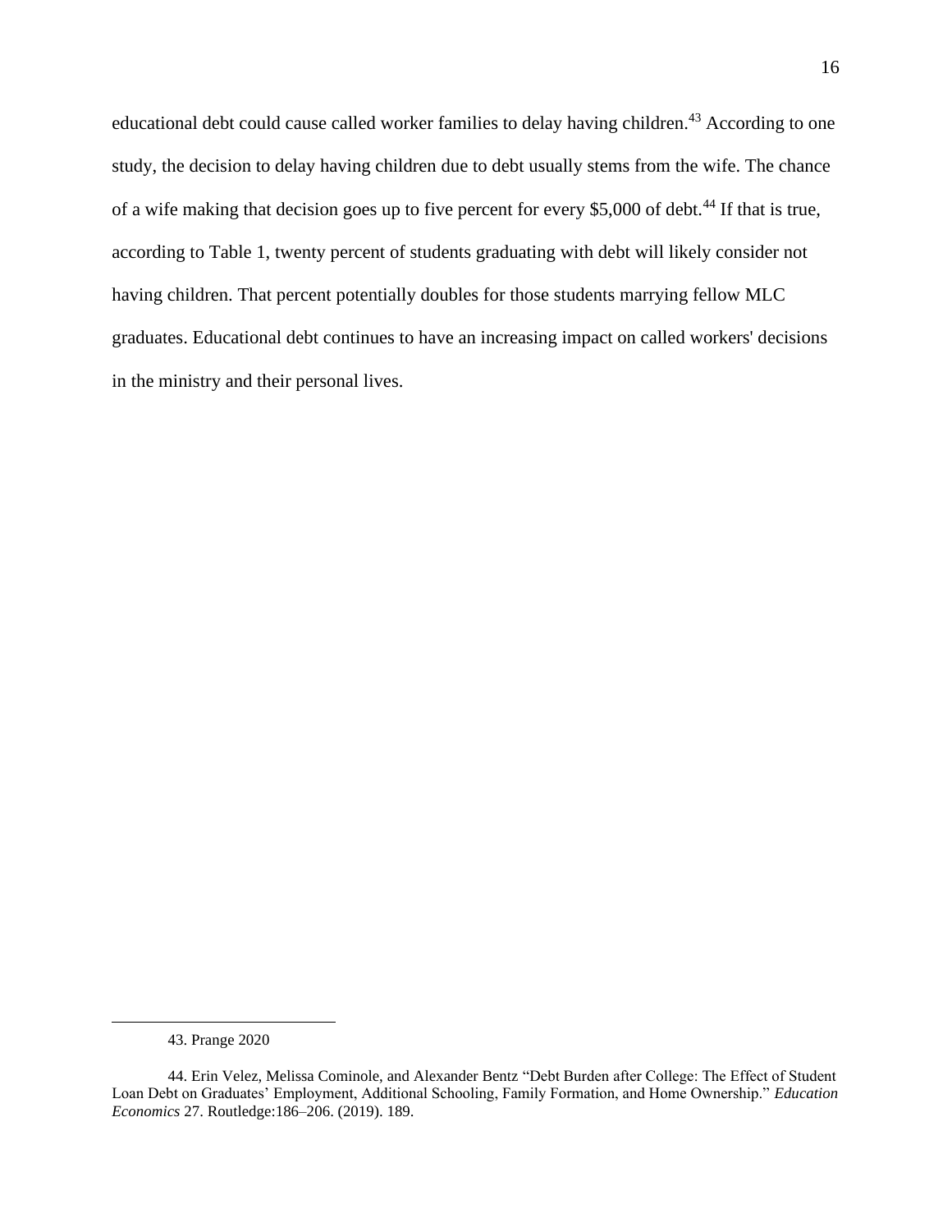educational debt could cause called worker families to delay having children.[43] According to one study, the decision to delay having children due to debt usually stems from the wife. The chance of a wife making that decision goes up to five percent for every $5,000 of debt.[44] If that is true, according to Table 1, twenty percent of students graduating with debt will likely consider not having children. That percent potentially doubles for those students marrying fellow MLC graduates. Educational debt continues to have an increasing impact on called workers' decisions in the ministry and their personal lives.

---

43. Prange 2020

44. Erin Velez, Melissa Cominole, and Alexander Bentz "Debt Burden after College: The Effect of Student Loan Debt on Graduates' Employment, Additional Schooling, Family Formation, and Home Ownership." *Education Economics* 27. Routledge:186–206. (2019). 189.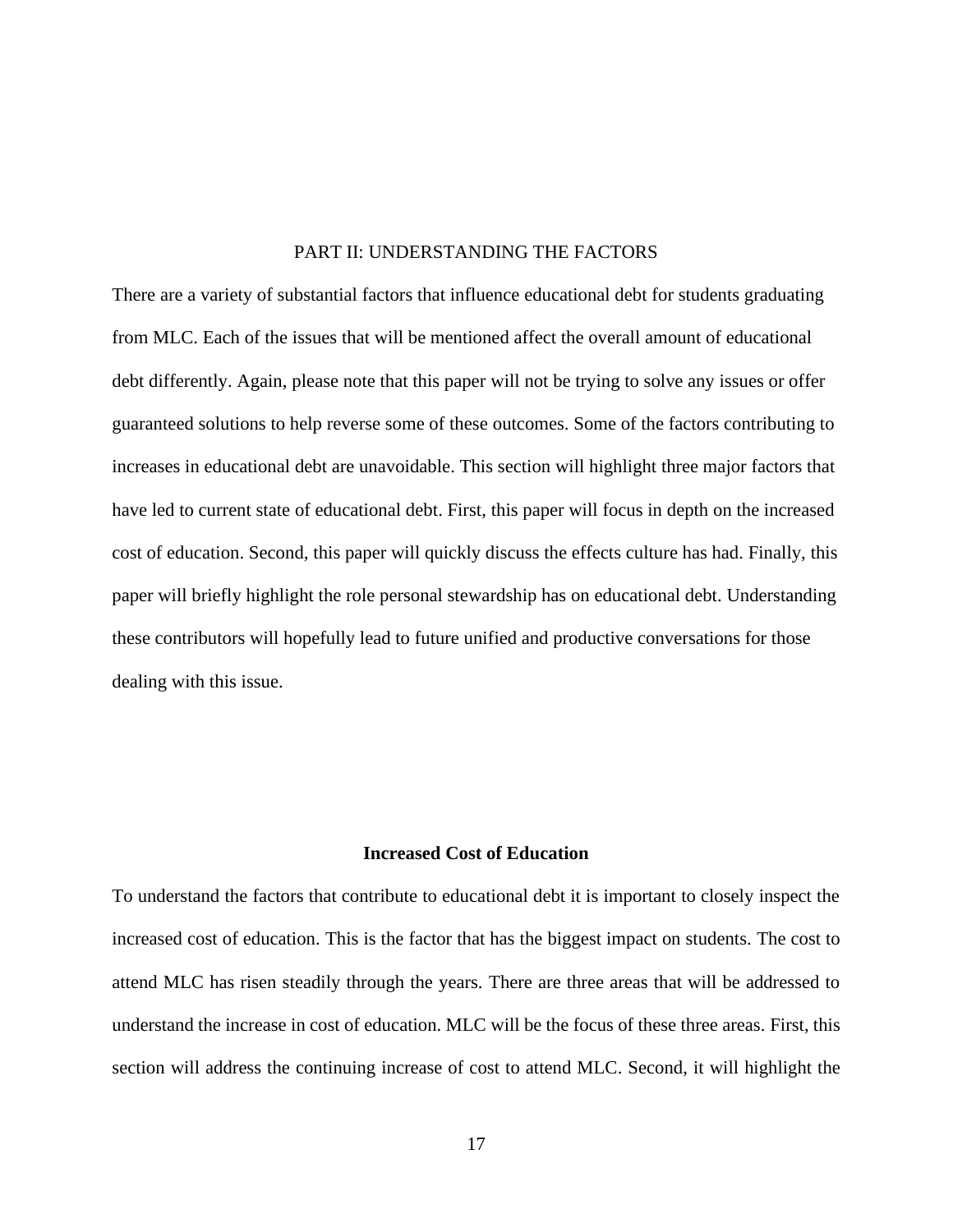## PART II: UNDERSTANDING THE FACTORS

There are a variety of substantial factors that influence educational debt for students graduating from MLC. Each of the issues that will be mentioned affect the overall amount of educational debt differently. Again, please note that this paper will not be trying to solve any issues or offer guaranteed solutions to help reverse some of these outcomes. Some of the factors contributing to increases in educational debt are unavoidable. This section will highlight three major factors that have led to current state of educational debt. First, this paper will focus in depth on the increased cost of education. Second, this paper will quickly discuss the effects culture has had. Finally, this paper will briefly highlight the role personal stewardship has on educational debt. Understanding these contributors will hopefully lead to future unified and productive conversations for those dealing with this issue.

### Increased Cost of Education

To understand the factors that contribute to educational debt it is important to closely inspect the increased cost of education. This is the factor that has the biggest impact on students. The cost to attend MLC has risen steadily through the years. There are three areas that will be addressed to understand the increase in cost of education. MLC will be the focus of these three areas. First, this section will address the continuing increase of cost to attend MLC. Second, it will highlight the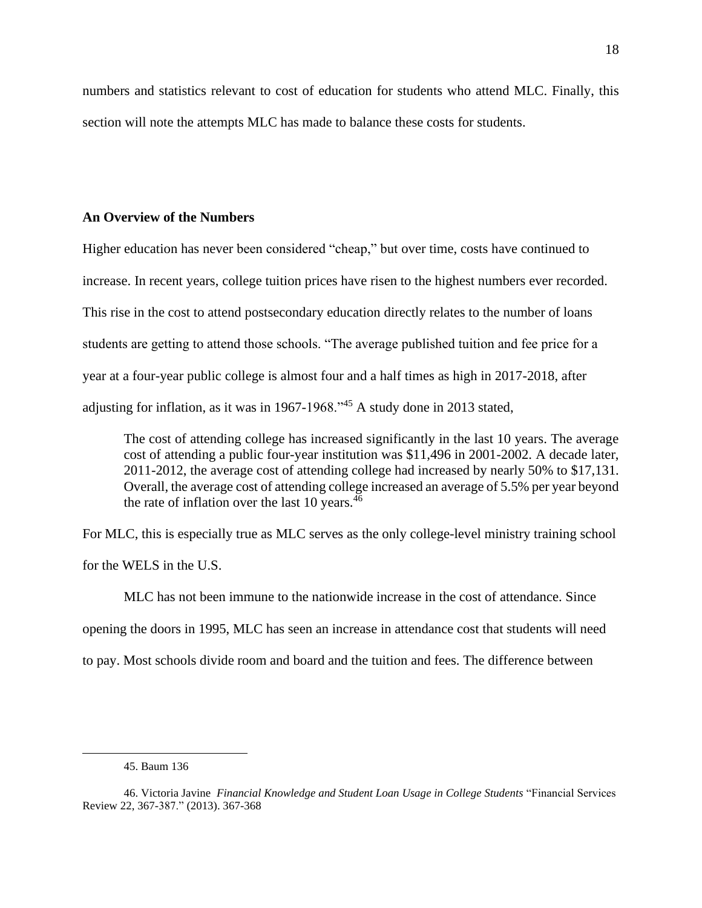numbers and statistics relevant to cost of education for students who attend MLC. Finally, this section will note the attempts MLC has made to balance these costs for students.

**An Overview of the Numbers**

Higher education has never been considered "cheap," but over time, costs have continued to increase. In recent years, college tuition prices have risen to the highest numbers ever recorded. This rise in the cost to attend postsecondary education directly relates to the number of loans students are getting to attend those schools. "The average published tuition and fee price for a year at a four-year public college is almost four and a half times as high in 2017-2018, after adjusting for inflation, as it was in 1967-1968."[45] A study done in 2013 stated,

> The cost of attending college has increased significantly in the last 10 years. The average cost of attending a public four-year institution was $11,496 in 2001-2002. A decade later, 2011-2012, the average cost of attending college had increased by nearly 50% to $17,131. Overall, the average cost of attending college increased an average of 5.5% per year beyond the rate of inflation over the last 10 years.[46]

For MLC, this is especially true as MLC serves as the only college-level ministry training school for the WELS in the U.S.

MLC has not been immune to the nationwide increase in the cost of attendance. Since opening the doors in 1995, MLC has seen an increase in attendance cost that students will need to pay. Most schools divide room and board and the tuition and fees. The difference between

---

45. Baum 136

46. Victoria Javine *Financial Knowledge and Student Loan Usage in College Students* "Financial Services Review 22, 367-387." (2013). 367-368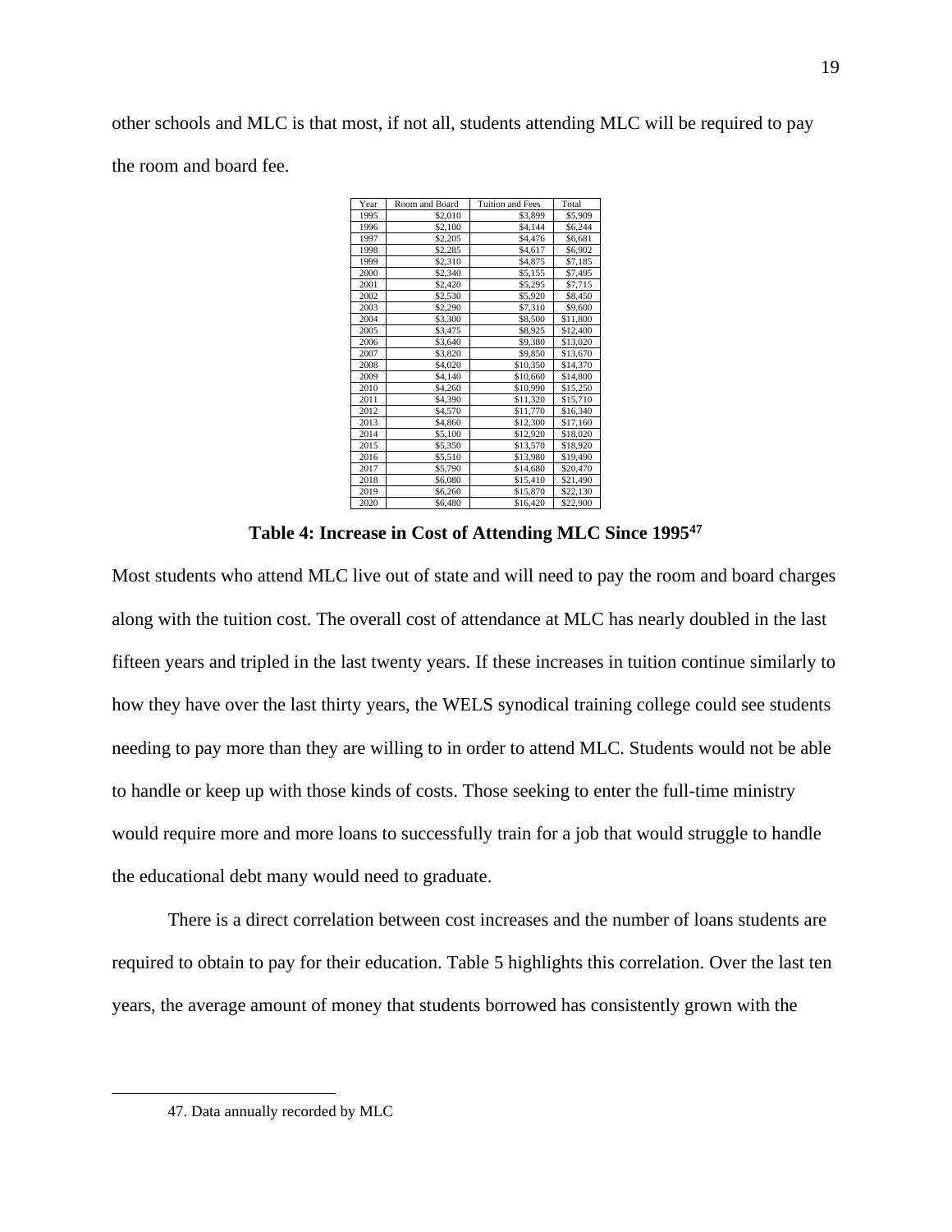other schools and MLC is that most, if not all, students attending MLC will be required to pay the room and board fee.

| Year | Room and Board | Tuition and Fees | Total |
|---|---|---|---|
| 1995 | $2,010 | $3,899 | $5,909 |
| 1996 | $2,100 | $4,144 | $6,244 |
| 1997 | $2,205 | $4,476 | $6,681 |
| 1998 | $2,285 | $4,617 | $6,902 |
| 1999 | $2,310 | $4,875 | $7,185 |
| 2000 | $2,340 | $5,155 | $7,495 |
| 2001 | $2,420 | $5,295 | $7,715 |
| 2002 | $2,530 | $5,920 | $8,450 |
| 2003 | $2,290 | $7,310 | $9,600 |
| 2004 | $3,300 | $8,500 | $11,800 |
| 2005 | $3,475 | $8,925 | $12,400 |
| 2006 | $3,640 | $9,380 | $13,020 |
| 2007 | $3,820 | $9,850 | $13,670 |
| 2008 | $4,020 | $10,350 | $14,370 |
| 2009 | $4,140 | $10,660 | $14,800 |
| 2010 | $4,260 | $10,990 | $15,250 |
| 2011 | $4,390 | $11,320 | $15,710 |
| 2012 | $4,570 | $11,770 | $16,340 |
| 2013 | $4,860 | $12,300 | $17,160 |
| 2014 | $5,100 | $12,920 | $18,020 |
| 2015 | $5,350 | $13,570 | $18,920 |
| 2016 | $5,510 | $13,980 | $19,490 |
| 2017 | $5,790 | $14,680 | $20,470 |
| 2018 | $6,080 | $15,410 | $21,490 |
| 2019 | $6,260 | $15,870 | $22,130 |
| 2020 | $6,480 | $16,420 | $22,900 |

**Table 4: Increase in Cost of Attending MLC Since 1995[47]**

Most students who attend MLC live out of state and will need to pay the room and board charges along with the tuition cost. The overall cost of attendance at MLC has nearly doubled in the last fifteen years and tripled in the last twenty years. If these increases in tuition continue similarly to how they have over the last thirty years, the WELS synodical training college could see students needing to pay more than they are willing to in order to attend MLC. Students would not be able to handle or keep up with those kinds of costs. Those seeking to enter the full-time ministry would require more and more loans to successfully train for a job that would struggle to handle the educational debt many would need to graduate.

There is a direct correlation between cost increases and the number of loans students are required to obtain to pay for their education. Table 5 highlights this correlation. Over the last ten years, the average amount of money that students borrowed has consistently grown with the

---

47. Data annually recorded by MLC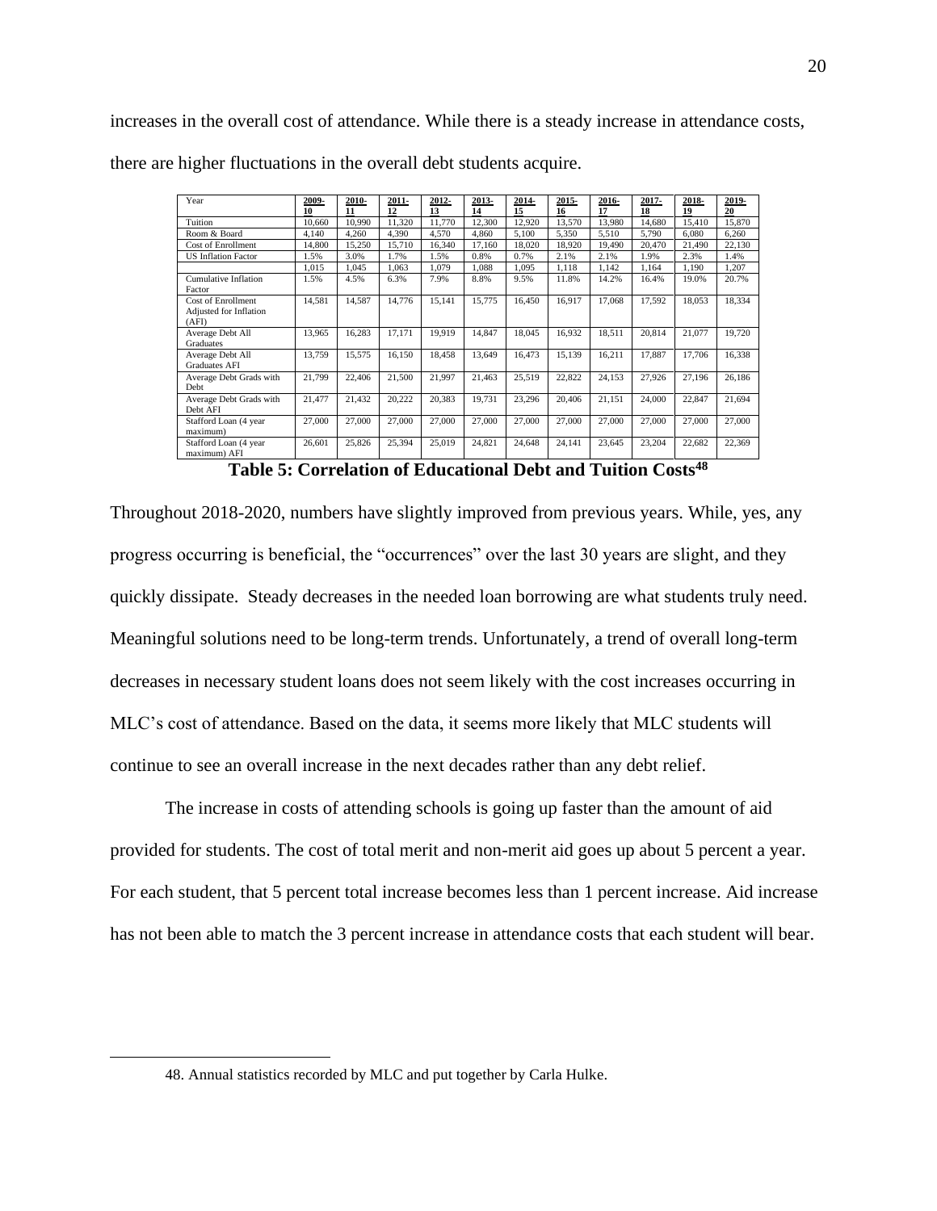increases in the overall cost of attendance. While there is a steady increase in attendance costs, there are higher fluctuations in the overall debt students acquire.

| Year | 2009-10 | 2010-11 | 2011-12 | 2012-13 | 2013-14 | 2014-15 | 2015-16 | 2016-17 | 2017-18 | 2018-19 | 2019-20 |
|---|---|---|---|---|---|---|---|---|---|---|---|
| Tuition | 10,660 | 10,990 | 11,320 | 11,770 | 12,300 | 12,920 | 13,570 | 13,980 | 14,680 | 15,410 | 15,870 |
| Room & Board | 4,140 | 4,260 | 4,390 | 4,570 | 4,860 | 5,100 | 5,350 | 5,510 | 5,790 | 6,080 | 6,260 |
| Cost of Enrollment | 14,800 | 15,250 | 15,710 | 16,340 | 17,160 | 18,020 | 18,920 | 19,490 | 20,470 | 21,490 | 22,130 |
| US Inflation Factor | 1.5% | 3.0% | 1.7% | 1.5% | 0.8% | 0.7% | 2.1% | 2.1% | 1.9% | 2.3% | 1.4% |
| | 1,015 | 1,045 | 1,063 | 1,079 | 1,088 | 1,095 | 1,118 | 1,142 | 1,164 | 1,190 | 1,207 |
| Cumulative Inflation Factor | 1.5% | 4.5% | 6.3% | 7.9% | 8.8% | 9.5% | 11.8% | 14.2% | 16.4% | 19.0% | 20.7% |
| Cost of Enrollment Adjusted for Inflation (AFI) | 14,581 | 14,587 | 14,776 | 15,141 | 15,775 | 16,450 | 16,917 | 17,068 | 17,592 | 18,053 | 18,334 |
| Average Debt All Graduates | 13,965 | 16,283 | 17,171 | 19,919 | 14,847 | 18,045 | 16,932 | 18,511 | 20,814 | 21,077 | 19,720 |
| Average Debt All Graduates AFI | 13,759 | 15,575 | 16,150 | 18,458 | 13,649 | 16,473 | 15,139 | 16,211 | 17,887 | 17,706 | 16,338 |
| Average Debt Grads with Debt | 21,799 | 22,406 | 21,500 | 21,997 | 21,463 | 25,519 | 22,822 | 24,153 | 27,926 | 27,196 | 26,186 |
| Average Debt Grads with Debt AFI | 21,477 | 21,432 | 20,222 | 20,383 | 19,731 | 23,296 | 20,406 | 21,151 | 24,000 | 22,847 | 21,694 |
| Stafford Loan (4 year maximum) | 27,000 | 27,000 | 27,000 | 27,000 | 27,000 | 27,000 | 27,000 | 27,000 | 27,000 | 27,000 | 27,000 |
| Stafford Loan (4 year maximum) AFI | 26,601 | 25,826 | 25,394 | 25,019 | 24,821 | 24,648 | 24,141 | 23,645 | 23,204 | 22,682 | 22,369 |

**Table 5: Correlation of Educational Debt and Tuition Costs[48]**

Throughout 2018-2020, numbers have slightly improved from previous years. While, yes, any progress occurring is beneficial, the "occurrences" over the last 30 years are slight, and they quickly dissipate. Steady decreases in the needed loan borrowing are what students truly need. Meaningful solutions need to be long-term trends. Unfortunately, a trend of overall long-term decreases in necessary student loans does not seem likely with the cost increases occurring in MLC's cost of attendance. Based on the data, it seems more likely that MLC students will continue to see an overall increase in the next decades rather than any debt relief.

The increase in costs of attending schools is going up faster than the amount of aid provided for students. The cost of total merit and non-merit aid goes up about 5 percent a year. For each student, that 5 percent total increase becomes less than 1 percent increase. Aid increase has not been able to match the 3 percent increase in attendance costs that each student will bear.

48. Annual statistics recorded by MLC and put together by Carla Hulke.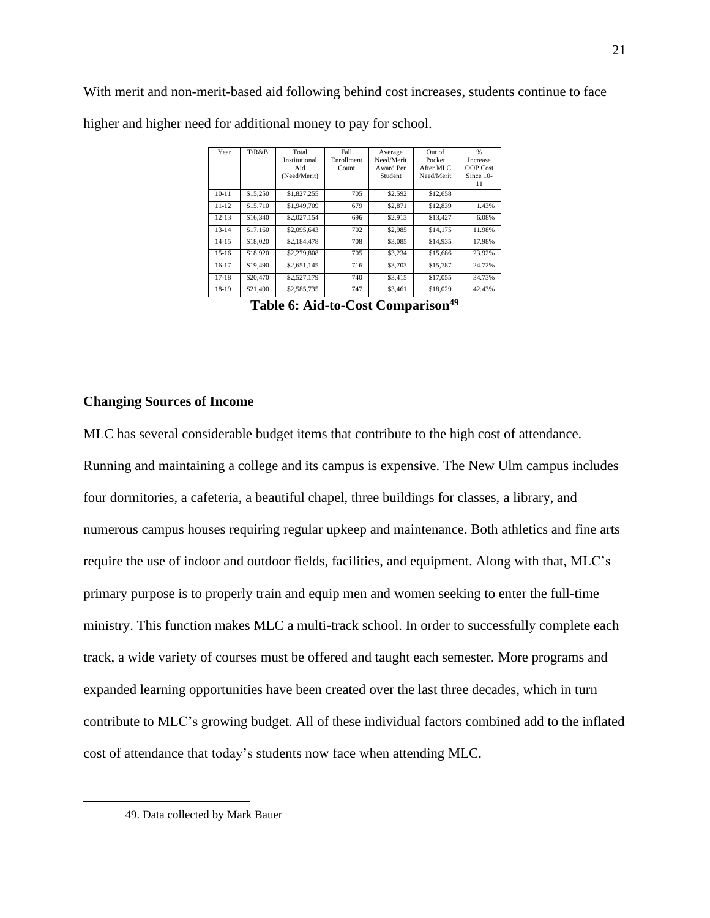With merit and non-merit-based aid following behind cost increases, students continue to face higher and higher need for additional money to pay for school.

| Year | T/R&B | Total Institutional Aid (Need/Merit) | Fall Enrollment Count | Average Need/Merit Award Per Student | Out of Pocket After MLC Need/Merit | % Increase OOP Cost Since 10-11 |
|---|---|---|---|---|---|---|
| 10-11 | $15,250 | $1,827,255 | 705 | $2,592 | $12,658 | |
| 11-12 | $15,710 | $1,949,709 | 679 | $2,871 | $12,839 | 1.43% |
| 12-13 | $16,340 | $2,027,154 | 696 | $2,913 | $13,427 | 6.08% |
| 13-14 | $17,160 | $2,095,643 | 702 | $2,985 | $14,175 | 11.98% |
| 14-15 | $18,020 | $2,184,478 | 708 | $3,085 | $14,935 | 17.98% |
| 15-16 | $18,920 | $2,279,808 | 705 | $3,234 | $15,686 | 23.92% |
| 16-17 | $19,490 | $2,651,145 | 716 | $3,703 | $15,787 | 24.72% |
| 17-18 | $20,470 | $2,527,179 | 740 | $3,415 | $17,055 | 34.73% |
| 18-19 | $21,490 | $2,585,735 | 747 | $3,461 | $18,029 | 42.43% |

**Table 6: Aid-to-Cost Comparison[49]**

### Changing Sources of Income

MLC has several considerable budget items that contribute to the high cost of attendance. Running and maintaining a college and its campus is expensive. The New Ulm campus includes four dormitories, a cafeteria, a beautiful chapel, three buildings for classes, a library, and numerous campus houses requiring regular upkeep and maintenance. Both athletics and fine arts require the use of indoor and outdoor fields, facilities, and equipment. Along with that, MLC's primary purpose is to properly train and equip men and women seeking to enter the full-time ministry. This function makes MLC a multi-track school. In order to successfully complete each track, a wide variety of courses must be offered and taught each semester. More programs and expanded learning opportunities have been created over the last three decades, which in turn contribute to MLC's growing budget. All of these individual factors combined add to the inflated cost of attendance that today's students now face when attending MLC.

49. Data collected by Mark Bauer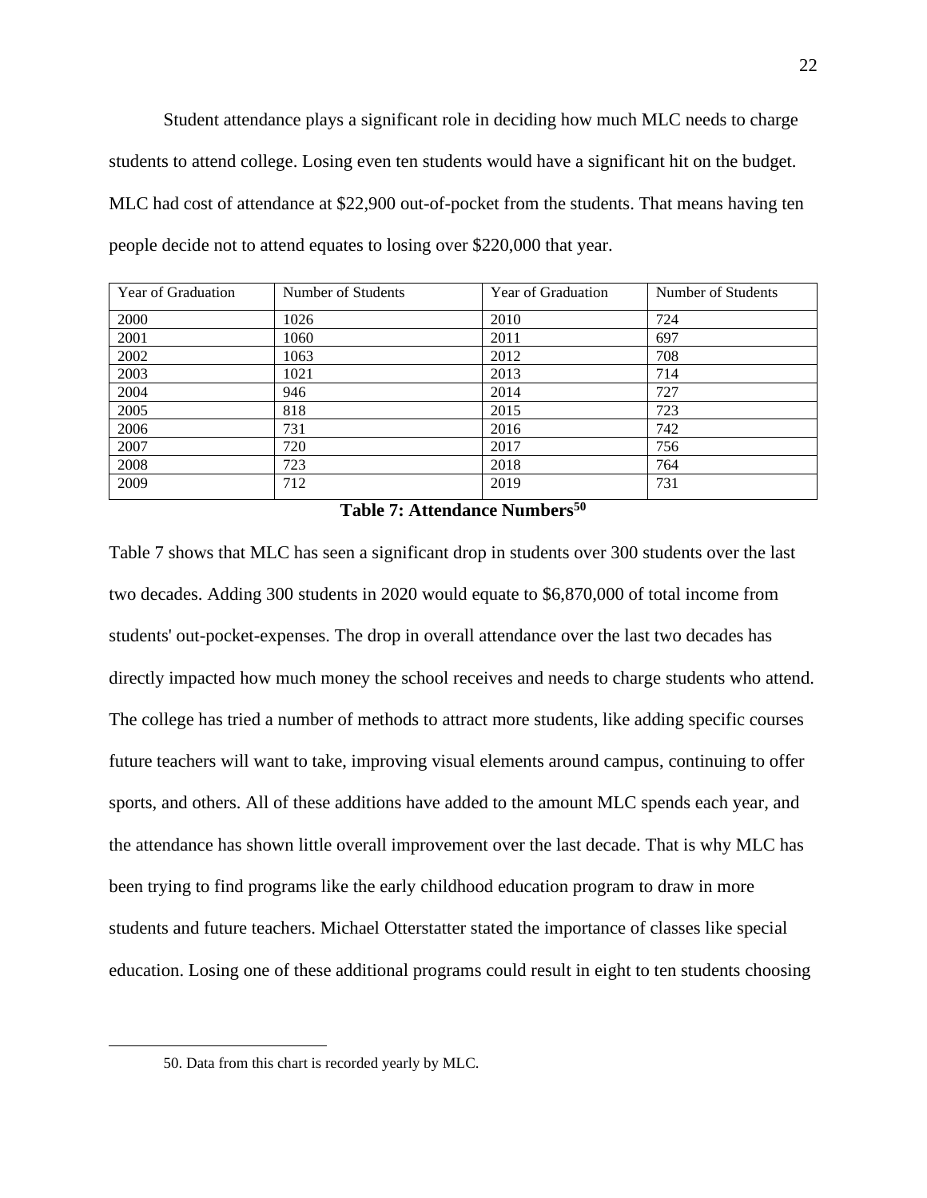Student attendance plays a significant role in deciding how much MLC needs to charge students to attend college. Losing even ten students would have a significant hit on the budget. MLC had cost of attendance at $22,900 out-of-pocket from the students. That means having ten people decide not to attend equates to losing over $220,000 that year.

| Year of Graduation | Number of Students | Year of Graduation | Number of Students |
|---|---|---|---|
| 2000 | 1026 | 2010 | 724 |
| 2001 | 1060 | 2011 | 697 |
| 2002 | 1063 | 2012 | 708 |
| 2003 | 1021 | 2013 | 714 |
| 2004 | 946 | 2014 | 727 |
| 2005 | 818 | 2015 | 723 |
| 2006 | 731 | 2016 | 742 |
| 2007 | 720 | 2017 | 756 |
| 2008 | 723 | 2018 | 764 |
| 2009 | 712 | 2019 | 731 |

**Table 7: Attendance Numbers[50]**

Table 7 shows that MLC has seen a significant drop in students over 300 students over the last two decades. Adding 300 students in 2020 would equate to $6,870,000 of total income from students' out-pocket-expenses. The drop in overall attendance over the last two decades has directly impacted how much money the school receives and needs to charge students who attend. The college has tried a number of methods to attract more students, like adding specific courses future teachers will want to take, improving visual elements around campus, continuing to offer sports, and others. All of these additions have added to the amount MLC spends each year, and the attendance has shown little overall improvement over the last decade. That is why MLC has been trying to find programs like the early childhood education program to draw in more students and future teachers. Michael Otterstatter stated the importance of classes like special education. Losing one of these additional programs could result in eight to ten students choosing

50. Data from this chart is recorded yearly by MLC.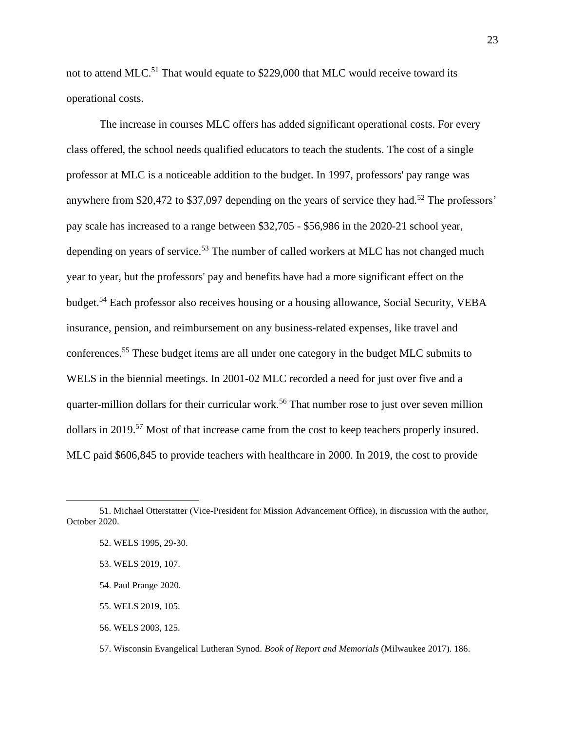not to attend MLC.[51] That would equate to $229,000 that MLC would receive toward its operational costs.

The increase in courses MLC offers has added significant operational costs. For every class offered, the school needs qualified educators to teach the students. The cost of a single professor at MLC is a noticeable addition to the budget. In 1997, professors' pay range was anywhere from $20,472 to $37,097 depending on the years of service they had.[52] The professors' pay scale has increased to a range between $32,705 - $56,986 in the 2020-21 school year, depending on years of service.[53] The number of called workers at MLC has not changed much year to year, but the professors' pay and benefits have had a more significant effect on the budget.[54] Each professor also receives housing or a housing allowance, Social Security, VEBA insurance, pension, and reimbursement on any business-related expenses, like travel and conferences.[55] These budget items are all under one category in the budget MLC submits to WELS in the biennial meetings. In 2001-02 MLC recorded a need for just over five and a quarter-million dollars for their curricular work.[56] That number rose to just over seven million dollars in 2019.[57] Most of that increase came from the cost to keep teachers properly insured. MLC paid $606,845 to provide teachers with healthcare in 2000. In 2019, the cost to provide

---

51. Michael Otterstatter (Vice-President for Mission Advancement Office), in discussion with the author, October 2020.

52. WELS 1995, 29-30.

53. WELS 2019, 107.

54. Paul Prange 2020.

55. WELS 2019, 105.

56. WELS 2003, 125.

57. Wisconsin Evangelical Lutheran Synod. *Book of Report and Memorials* (Milwaukee 2017). 186.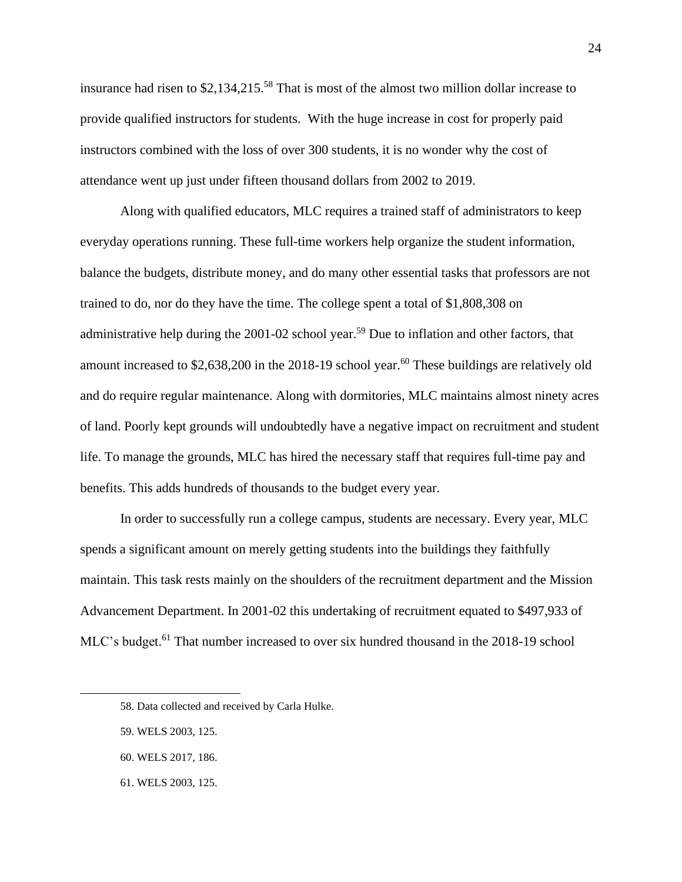insurance had risen to $2,134,215.[58] That is most of the almost two million dollar increase to provide qualified instructors for students. With the huge increase in cost for properly paid instructors combined with the loss of over 300 students, it is no wonder why the cost of attendance went up just under fifteen thousand dollars from 2002 to 2019.

Along with qualified educators, MLC requires a trained staff of administrators to keep everyday operations running. These full-time workers help organize the student information, balance the budgets, distribute money, and do many other essential tasks that professors are not trained to do, nor do they have the time. The college spent a total of $1,808,308 on administrative help during the 2001-02 school year.[59] Due to inflation and other factors, that amount increased to $2,638,200 in the 2018-19 school year.[60] These buildings are relatively old and do require regular maintenance. Along with dormitories, MLC maintains almost ninety acres of land. Poorly kept grounds will undoubtedly have a negative impact on recruitment and student life. To manage the grounds, MLC has hired the necessary staff that requires full-time pay and benefits. This adds hundreds of thousands to the budget every year.

In order to successfully run a college campus, students are necessary. Every year, MLC spends a significant amount on merely getting students into the buildings they faithfully maintain. This task rests mainly on the shoulders of the recruitment department and the Mission Advancement Department. In 2001-02 this undertaking of recruitment equated to $497,933 of MLC's budget.[61] That number increased to over six hundred thousand in the 2018-19 school

---

58. Data collected and received by Carla Hulke.

59. WELS 2003, 125.

60. WELS 2017, 186.

61. WELS 2003, 125.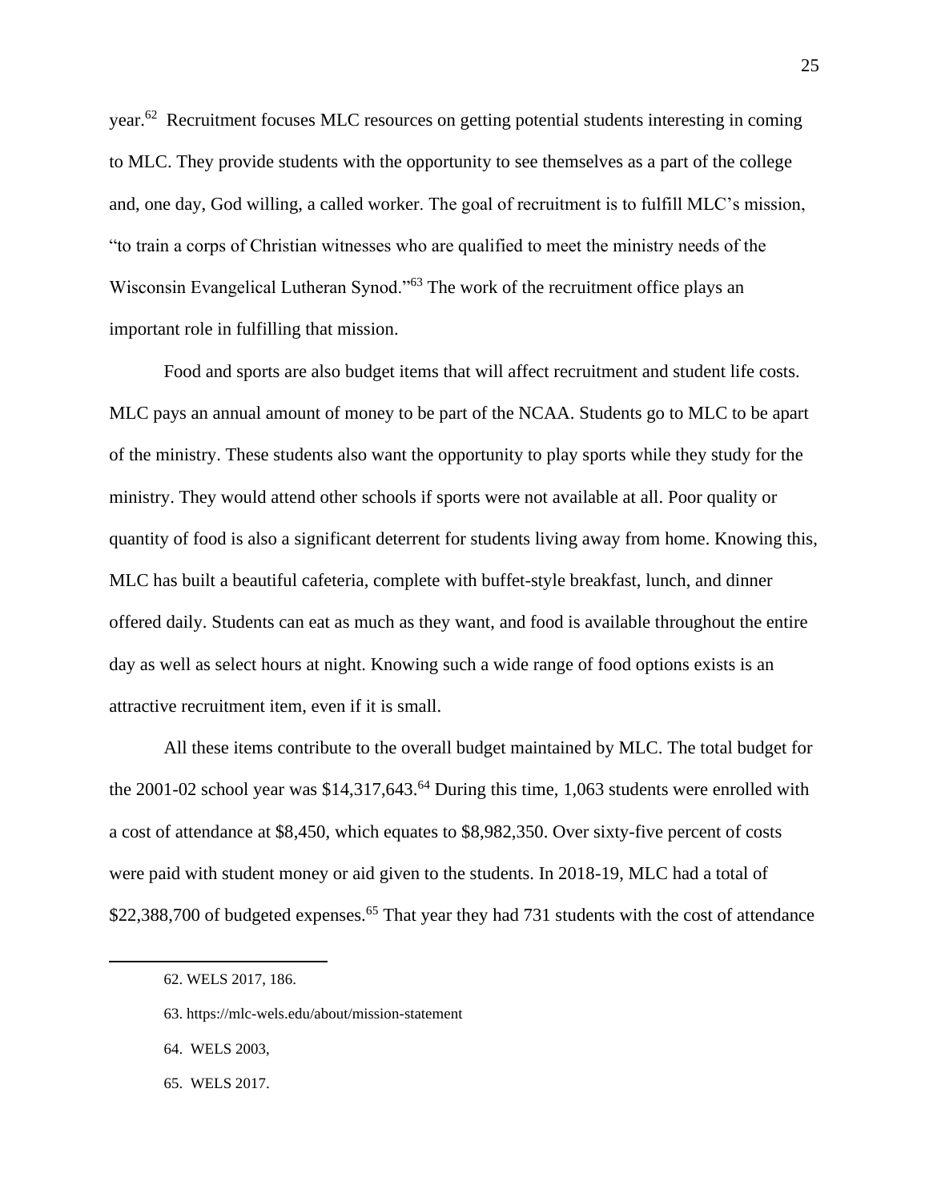year.[62] Recruitment focuses MLC resources on getting potential students interesting in coming to MLC. They provide students with the opportunity to see themselves as a part of the college and, one day, God willing, a called worker. The goal of recruitment is to fulfill MLC's mission, "to train a corps of Christian witnesses who are qualified to meet the ministry needs of the Wisconsin Evangelical Lutheran Synod."[63] The work of the recruitment office plays an important role in fulfilling that mission.

Food and sports are also budget items that will affect recruitment and student life costs. MLC pays an annual amount of money to be part of the NCAA. Students go to MLC to be apart of the ministry. These students also want the opportunity to play sports while they study for the ministry. They would attend other schools if sports were not available at all. Poor quality or quantity of food is also a significant deterrent for students living away from home. Knowing this, MLC has built a beautiful cafeteria, complete with buffet-style breakfast, lunch, and dinner offered daily. Students can eat as much as they want, and food is available throughout the entire day as well as select hours at night. Knowing such a wide range of food options exists is an attractive recruitment item, even if it is small.

All these items contribute to the overall budget maintained by MLC. The total budget for the 2001-02 school year was $14,317,643.[64] During this time, 1,063 students were enrolled with a cost of attendance at $8,450, which equates to $8,982,350. Over sixty-five percent of costs were paid with student money or aid given to the students. In 2018-19, MLC had a total of $22,388,700 of budgeted expenses.[65] That year they had 731 students with the cost of attendance

---

62. WELS 2017, 186.

63. https://mlc-wels.edu/about/mission-statement

64. WELS 2003,

65. WELS 2017.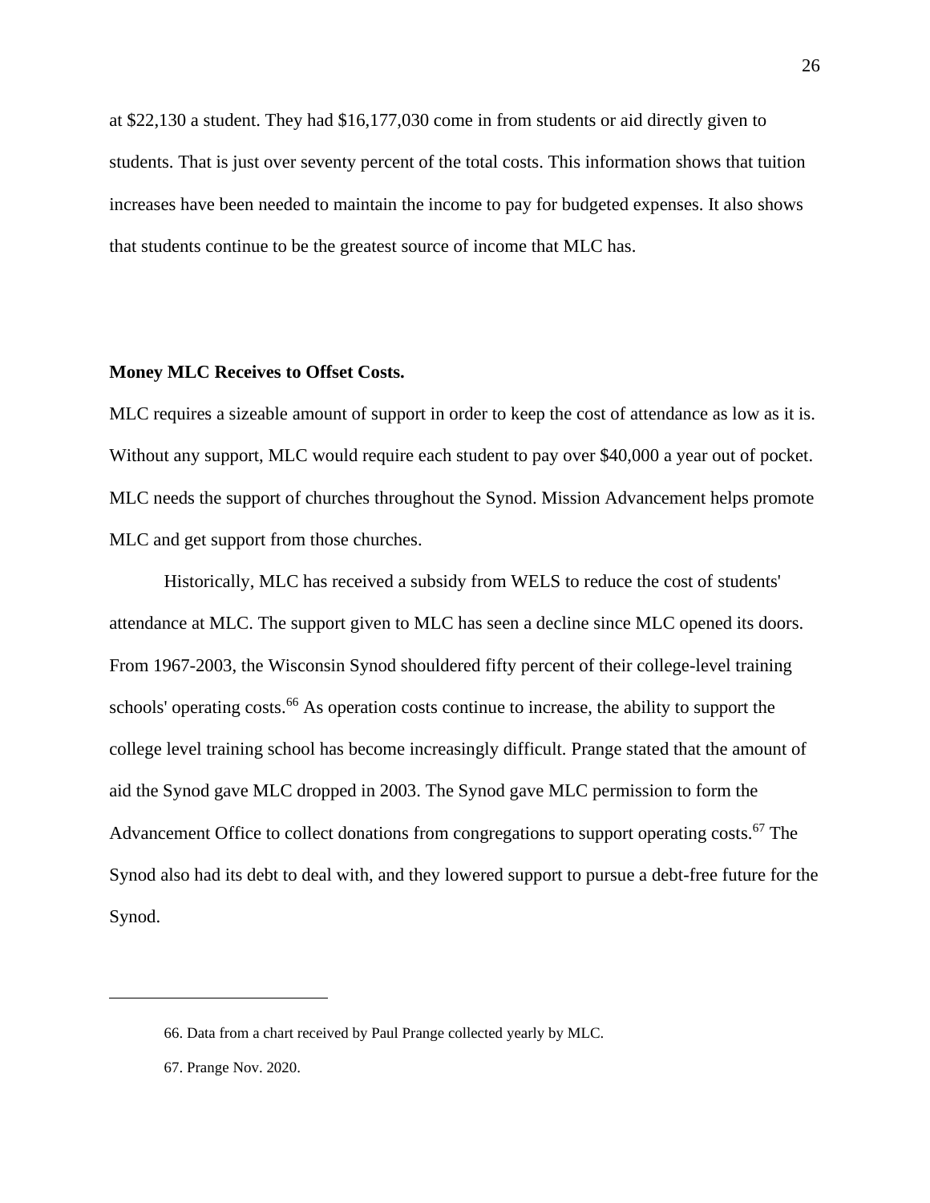at $22,130 a student. They had $16,177,030 come in from students or aid directly given to students. That is just over seventy percent of the total costs. This information shows that tuition increases have been needed to maintain the income to pay for budgeted expenses. It also shows that students continue to be the greatest source of income that MLC has.

**Money MLC Receives to Offset Costs.**

MLC requires a sizeable amount of support in order to keep the cost of attendance as low as it is. Without any support, MLC would require each student to pay over $40,000 a year out of pocket. MLC needs the support of churches throughout the Synod. Mission Advancement helps promote MLC and get support from those churches.

Historically, MLC has received a subsidy from WELS to reduce the cost of students' attendance at MLC. The support given to MLC has seen a decline since MLC opened its doors. From 1967-2003, the Wisconsin Synod shouldered fifty percent of their college-level training schools' operating costs.[66] As operation costs continue to increase, the ability to support the college level training school has become increasingly difficult. Prange stated that the amount of aid the Synod gave MLC dropped in 2003. The Synod gave MLC permission to form the Advancement Office to collect donations from congregations to support operating costs.[67] The Synod also had its debt to deal with, and they lowered support to pursue a debt-free future for the Synod.

---

66. Data from a chart received by Paul Prange collected yearly by MLC.

67. Prange Nov. 2020.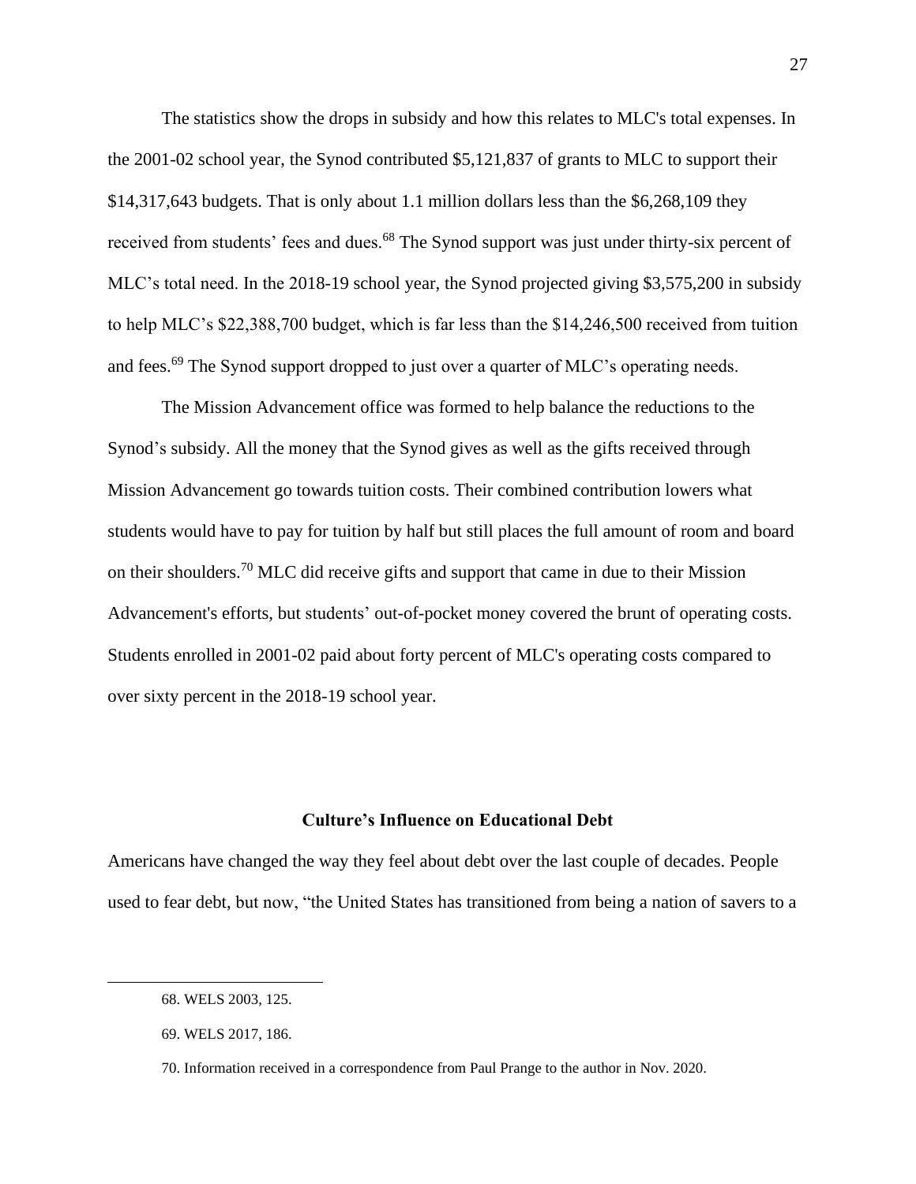The statistics show the drops in subsidy and how this relates to MLC's total expenses. In the 2001-02 school year, the Synod contributed $5,121,837 of grants to MLC to support their $14,317,643 budgets. That is only about 1.1 million dollars less than the $6,268,109 they received from students' fees and dues.[68] The Synod support was just under thirty-six percent of MLC's total need. In the 2018-19 school year, the Synod projected giving $3,575,200 in subsidy to help MLC's $22,388,700 budget, which is far less than the $14,246,500 received from tuition and fees.[69] The Synod support dropped to just over a quarter of MLC's operating needs.

The Mission Advancement office was formed to help balance the reductions to the Synod's subsidy. All the money that the Synod gives as well as the gifts received through Mission Advancement go towards tuition costs. Their combined contribution lowers what students would have to pay for tuition by half but still places the full amount of room and board on their shoulders.[70] MLC did receive gifts and support that came in due to their Mission Advancement's efforts, but students' out-of-pocket money covered the brunt of operating costs. Students enrolled in 2001-02 paid about forty percent of MLC's operating costs compared to over sixty percent in the 2018-19 school year.

## Culture's Influence on Educational Debt

Americans have changed the way they feel about debt over the last couple of decades. People used to fear debt, but now, "the United States has transitioned from being a nation of savers to a

68. WELS 2003, 125.

69. WELS 2017, 186.

70. Information received in a correspondence from Paul Prange to the author in Nov. 2020.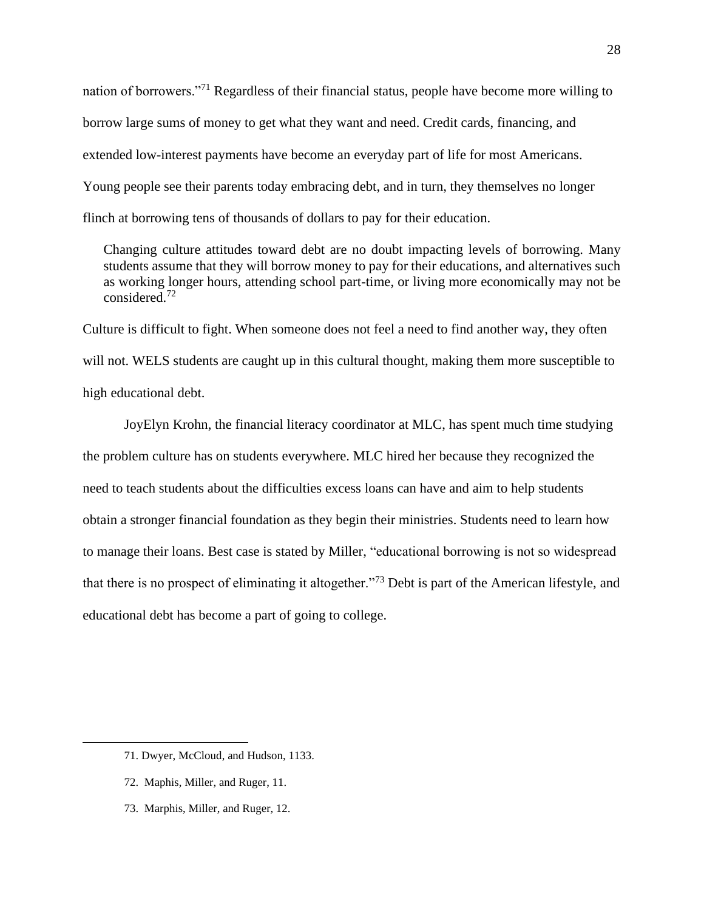nation of borrowers."[71] Regardless of their financial status, people have become more willing to borrow large sums of money to get what they want and need. Credit cards, financing, and extended low-interest payments have become an everyday part of life for most Americans. Young people see their parents today embracing debt, and in turn, they themselves no longer flinch at borrowing tens of thousands of dollars to pay for their education.

> Changing culture attitudes toward debt are no doubt impacting levels of borrowing. Many students assume that they will borrow money to pay for their educations, and alternatives such as working longer hours, attending school part-time, or living more economically may not be considered.[72]

Culture is difficult to fight. When someone does not feel a need to find another way, they often will not. WELS students are caught up in this cultural thought, making them more susceptible to high educational debt.

JoyElyn Krohn, the financial literacy coordinator at MLC, has spent much time studying the problem culture has on students everywhere. MLC hired her because they recognized the need to teach students about the difficulties excess loans can have and aim to help students obtain a stronger financial foundation as they begin their ministries. Students need to learn how to manage their loans. Best case is stated by Miller, "educational borrowing is not so widespread that there is no prospect of eliminating it altogether."[73] Debt is part of the American lifestyle, and educational debt has become a part of going to college.

---

71. Dwyer, McCloud, and Hudson, 1133.

72. Maphis, Miller, and Ruger, 11.

73. Marphis, Miller, and Ruger, 12.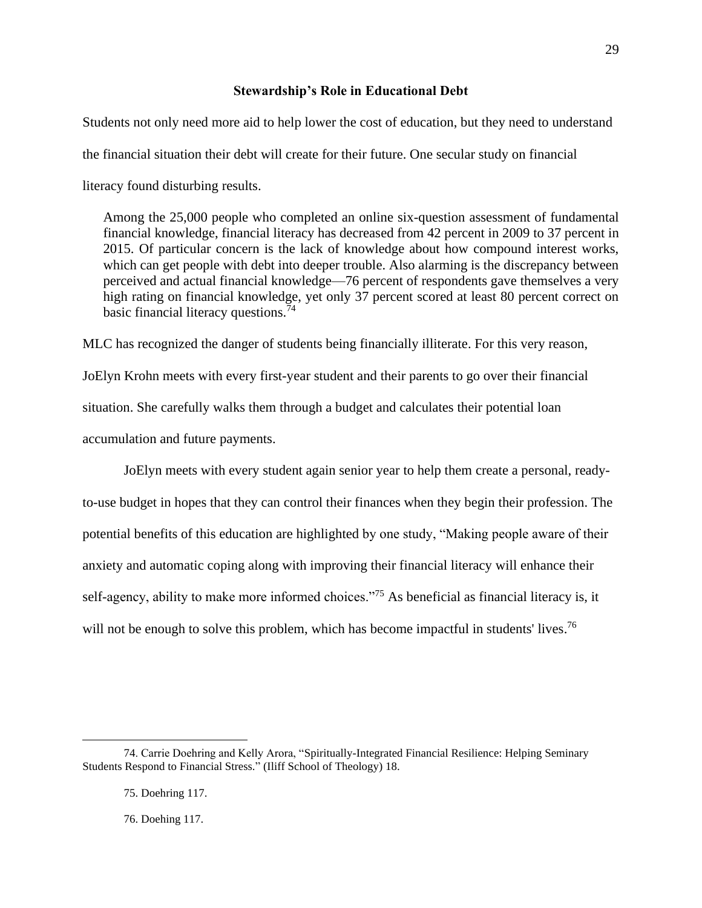### Stewardship's Role in Educational Debt

Students not only need more aid to help lower the cost of education, but they need to understand the financial situation their debt will create for their future. One secular study on financial literacy found disturbing results.

> Among the 25,000 people who completed an online six-question assessment of fundamental financial knowledge, financial literacy has decreased from 42 percent in 2009 to 37 percent in 2015. Of particular concern is the lack of knowledge about how compound interest works, which can get people with debt into deeper trouble. Also alarming is the discrepancy between perceived and actual financial knowledge—76 percent of respondents gave themselves a very high rating on financial knowledge, yet only 37 percent scored at least 80 percent correct on basic financial literacy questions.[74]

MLC has recognized the danger of students being financially illiterate. For this very reason, JoElyn Krohn meets with every first-year student and their parents to go over their financial situation. She carefully walks them through a budget and calculates their potential loan accumulation and future payments.

JoElyn meets with every student again senior year to help them create a personal, ready-to-use budget in hopes that they can control their finances when they begin their profession. The potential benefits of this education are highlighted by one study, "Making people aware of their anxiety and automatic coping along with improving their financial literacy will enhance their self-agency, ability to make more informed choices."[75] As beneficial as financial literacy is, it will not be enough to solve this problem, which has become impactful in students' lives.[76]

---

74. Carrie Doehring and Kelly Arora, "Spiritually-Integrated Financial Resilience: Helping Seminary Students Respond to Financial Stress." (Iliff School of Theology) 18.

75. Doehring 117.

76. Doehing 117.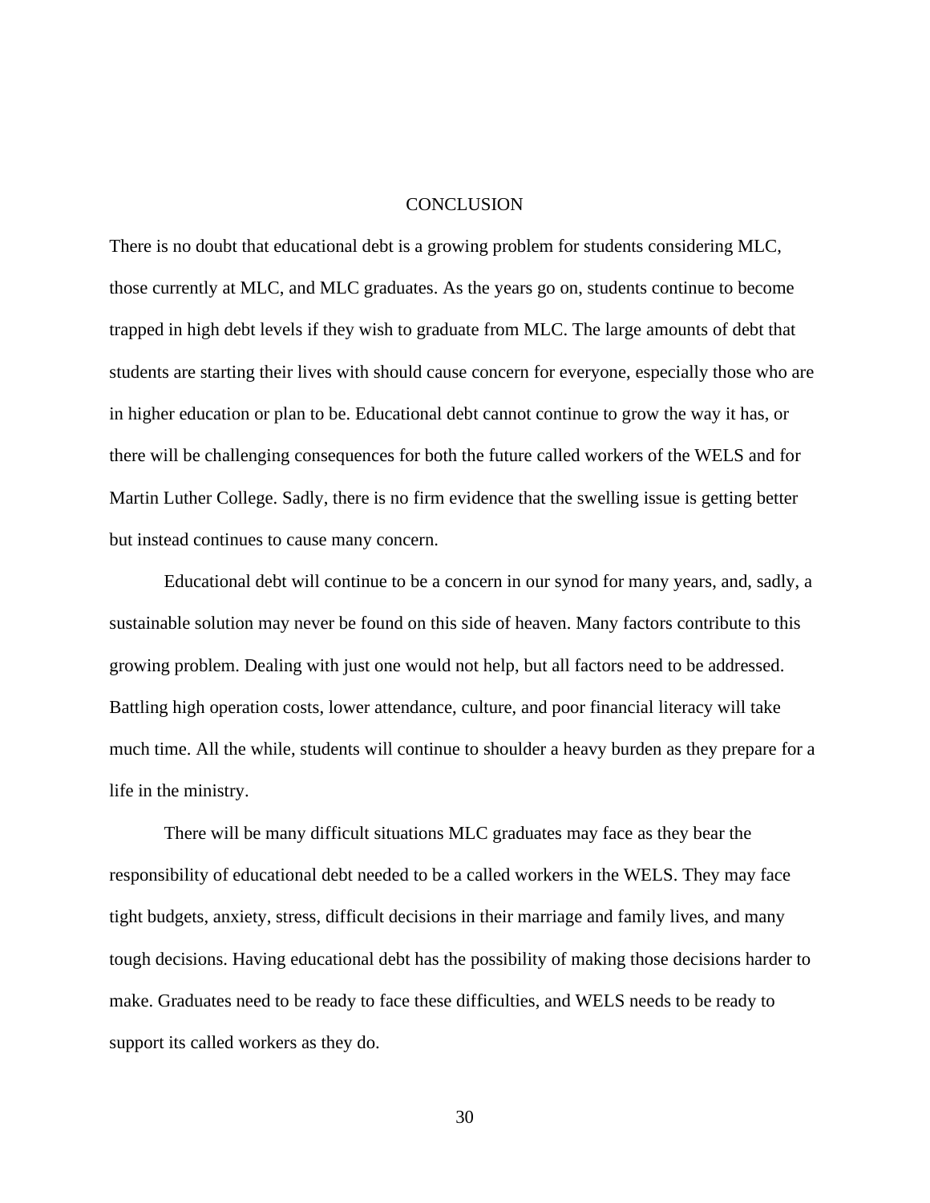# CONCLUSION

There is no doubt that educational debt is a growing problem for students considering MLC, those currently at MLC, and MLC graduates. As the years go on, students continue to become trapped in high debt levels if they wish to graduate from MLC. The large amounts of debt that students are starting their lives with should cause concern for everyone, especially those who are in higher education or plan to be. Educational debt cannot continue to grow the way it has, or there will be challenging consequences for both the future called workers of the WELS and for Martin Luther College. Sadly, there is no firm evidence that the swelling issue is getting better but instead continues to cause many concern.

Educational debt will continue to be a concern in our synod for many years, and, sadly, a sustainable solution may never be found on this side of heaven. Many factors contribute to this growing problem. Dealing with just one would not help, but all factors need to be addressed. Battling high operation costs, lower attendance, culture, and poor financial literacy will take much time. All the while, students will continue to shoulder a heavy burden as they prepare for a life in the ministry.

There will be many difficult situations MLC graduates may face as they bear the responsibility of educational debt needed to be a called workers in the WELS. They may face tight budgets, anxiety, stress, difficult decisions in their marriage and family lives, and many tough decisions. Having educational debt has the possibility of making those decisions harder to make. Graduates need to be ready to face these difficulties, and WELS needs to be ready to support its called workers as they do.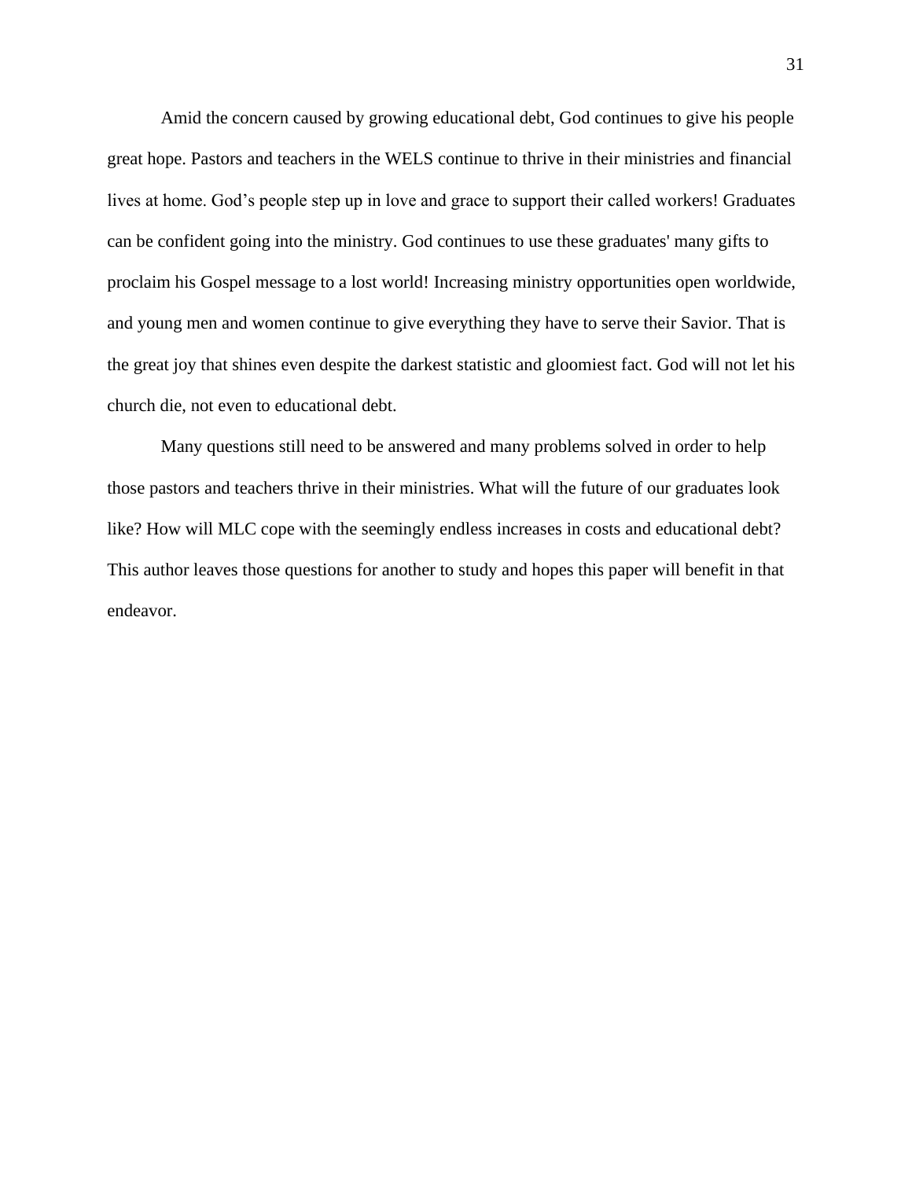Amid the concern caused by growing educational debt, God continues to give his people great hope. Pastors and teachers in the WELS continue to thrive in their ministries and financial lives at home. God's people step up in love and grace to support their called workers! Graduates can be confident going into the ministry. God continues to use these graduates' many gifts to proclaim his Gospel message to a lost world! Increasing ministry opportunities open worldwide, and young men and women continue to give everything they have to serve their Savior. That is the great joy that shines even despite the darkest statistic and gloomiest fact. God will not let his church die, not even to educational debt.

Many questions still need to be answered and many problems solved in order to help those pastors and teachers thrive in their ministries. What will the future of our graduates look like? How will MLC cope with the seemingly endless increases in costs and educational debt? This author leaves those questions for another to study and hopes this paper will benefit in that endeavor.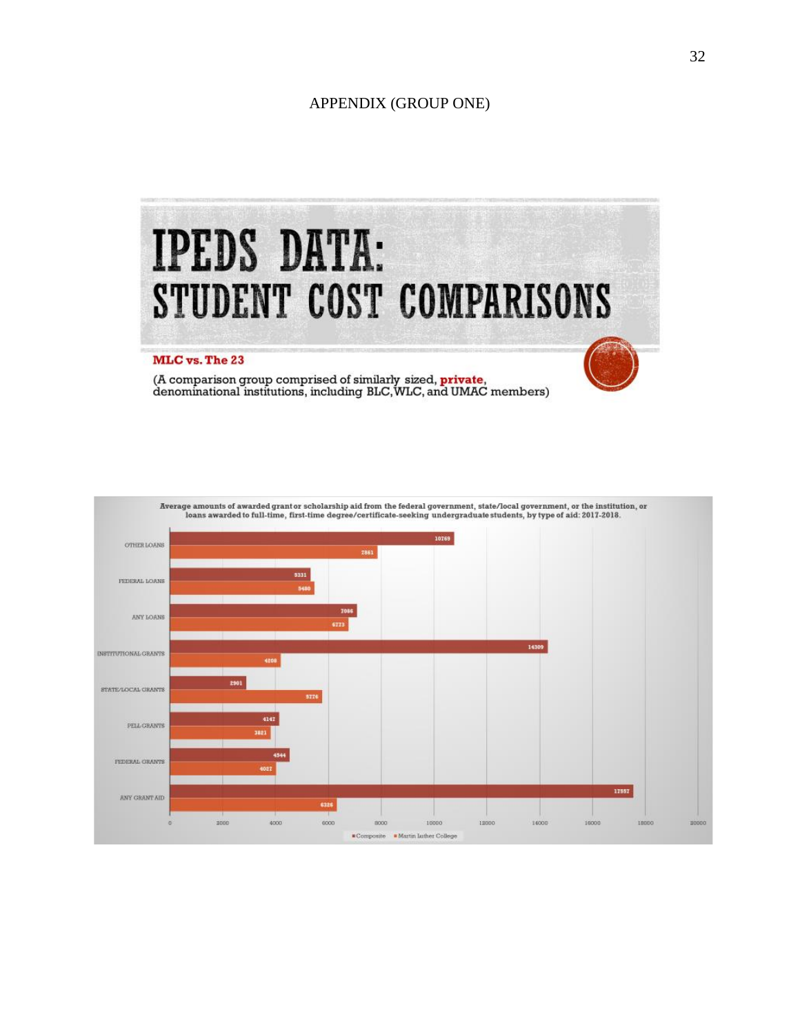APPENDIX (GROUP ONE)

# IPEDS DATA: STUDENT COST COMPARISONS

**MLC vs. The 23**

(A comparison group comprised of similarly sized, **private**, denominational institutions, including BLC, WLC, and UMAC members)

**Average amounts of awarded grant or scholarship aid from the federal government, state/local government, or the institution, or loans awarded to full-time, first-time degree/certificate-seeking undergraduate students, by type of aid: 2017-2018.**

| Type of aid | Composite | Martin Luther College |
| --- | --- | --- |
| OTHER LOANS | 10769 | 7861 |
| FEDERAL LOANS | 5331 | 5480 |
| ANY LOANS | 7086 | 6773 |
| INSTITUTIONAL GRANTS | 14309 | 4208 |
| STATE/LOCAL GRANTS | 2901 | 5776 |
| PELL GRANTS | 4147 | 3821 |
| FEDERAL GRANTS | 4544 | 4027 |
| ANY GRANT AID | 17557 | 6326 |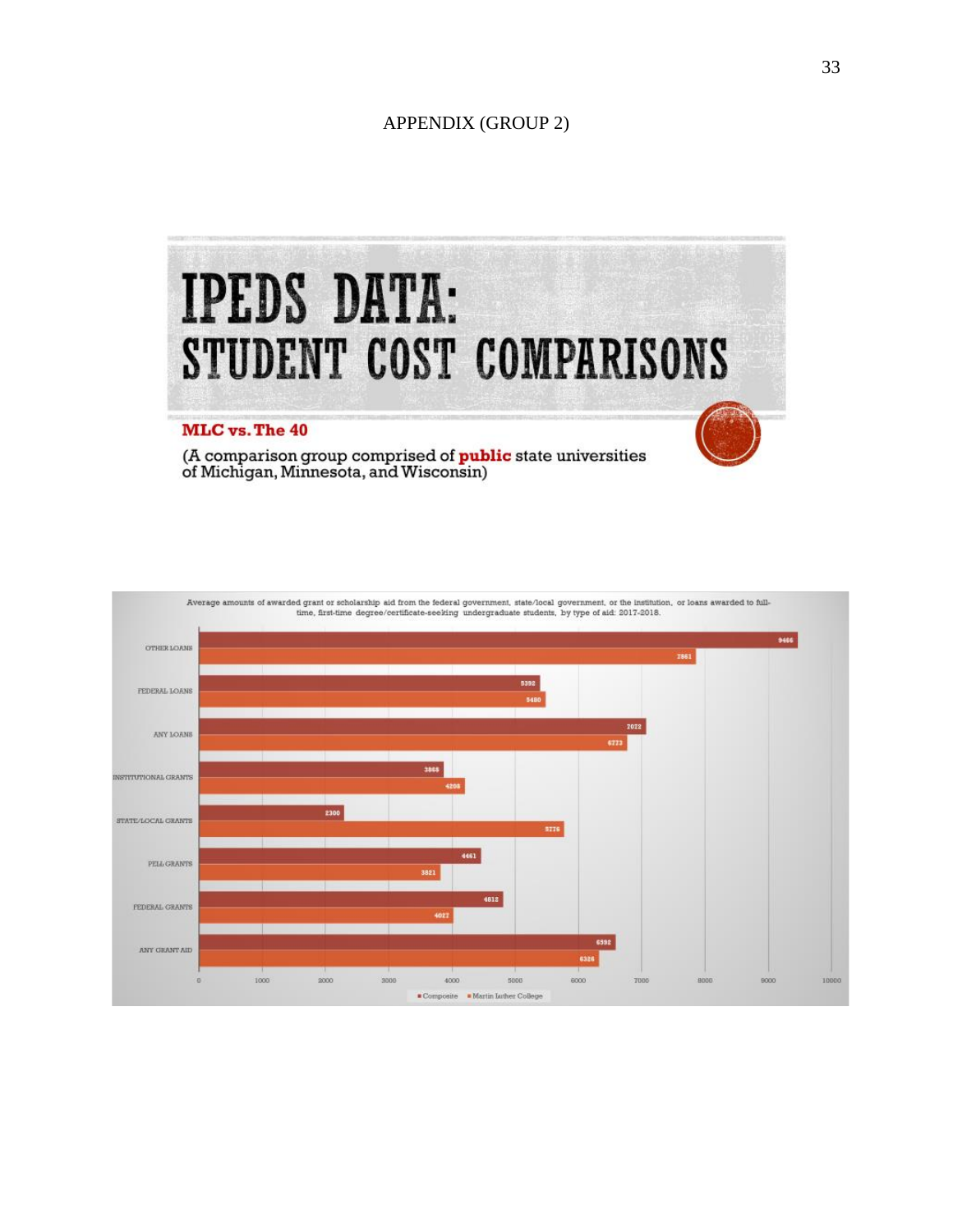APPENDIX (GROUP 2)

# IPEDS DATA: STUDENT COST COMPARISONS

**MLC vs. The 40**

(A comparison group comprised of **public** state universities of Michigan, Minnesota, and Wisconsin)

Average amounts of awarded grant or scholarship aid from the federal government, state/local government, or the institution, or loans awarded to full-time, first-time degree/certificate-seeking undergraduate students, by type of aid: 2017-2018.

| Type of aid | Composite | Martin Luther College |
|---|---|---|
| OTHER LOANS | 9466 | 7861 |
| FEDERAL LOANS | 5392 | 5480 |
| ANY LOANS | 7072 | 6773 |
| INSTITUTIONAL GRANTS | 3868 | 4208 |
| STATE/LOCAL GRANTS | 2300 | 5776 |
| PELL GRANTS | 4461 | 3821 |
| FEDERAL GRANTS | 4812 | 4027 |
| ANY GRANT AID | 6592 | 6326 |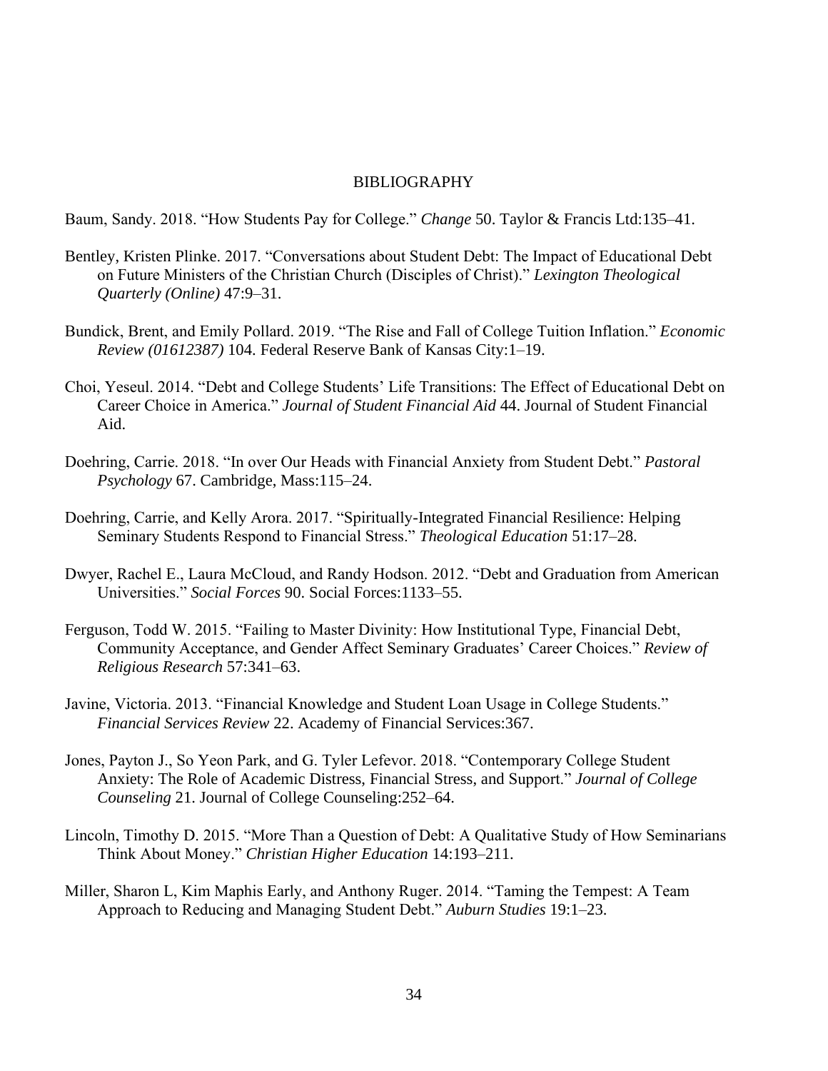# BIBLIOGRAPHY

Baum, Sandy. 2018. "How Students Pay for College." *Change* 50. Taylor & Francis Ltd:135–41.

Bentley, Kristen Plinke. 2017. "Conversations about Student Debt: The Impact of Educational Debt on Future Ministers of the Christian Church (Disciples of Christ)." *Lexington Theological Quarterly (Online)* 47:9–31.

Bundick, Brent, and Emily Pollard. 2019. "The Rise and Fall of College Tuition Inflation." *Economic Review (01612387)* 104. Federal Reserve Bank of Kansas City:1–19.

Choi, Yeseul. 2014. "Debt and College Students' Life Transitions: The Effect of Educational Debt on Career Choice in America." *Journal of Student Financial Aid* 44. Journal of Student Financial Aid.

Doehring, Carrie. 2018. "In over Our Heads with Financial Anxiety from Student Debt." *Pastoral Psychology* 67. Cambridge, Mass:115–24.

Doehring, Carrie, and Kelly Arora. 2017. "Spiritually-Integrated Financial Resilience: Helping Seminary Students Respond to Financial Stress." *Theological Education* 51:17–28.

Dwyer, Rachel E., Laura McCloud, and Randy Hodson. 2012. "Debt and Graduation from American Universities." *Social Forces* 90. Social Forces:1133–55.

Ferguson, Todd W. 2015. "Failing to Master Divinity: How Institutional Type, Financial Debt, Community Acceptance, and Gender Affect Seminary Graduates' Career Choices." *Review of Religious Research* 57:341–63.

Javine, Victoria. 2013. "Financial Knowledge and Student Loan Usage in College Students." *Financial Services Review* 22. Academy of Financial Services:367.

Jones, Payton J., So Yeon Park, and G. Tyler Lefevor. 2018. "Contemporary College Student Anxiety: The Role of Academic Distress, Financial Stress, and Support." *Journal of College Counseling* 21. Journal of College Counseling:252–64.

Lincoln, Timothy D. 2015. "More Than a Question of Debt: A Qualitative Study of How Seminarians Think About Money." *Christian Higher Education* 14:193–211.

Miller, Sharon L, Kim Maphis Early, and Anthony Ruger. 2014. "Taming the Tempest: A Team Approach to Reducing and Managing Student Debt." *Auburn Studies* 19:1–23.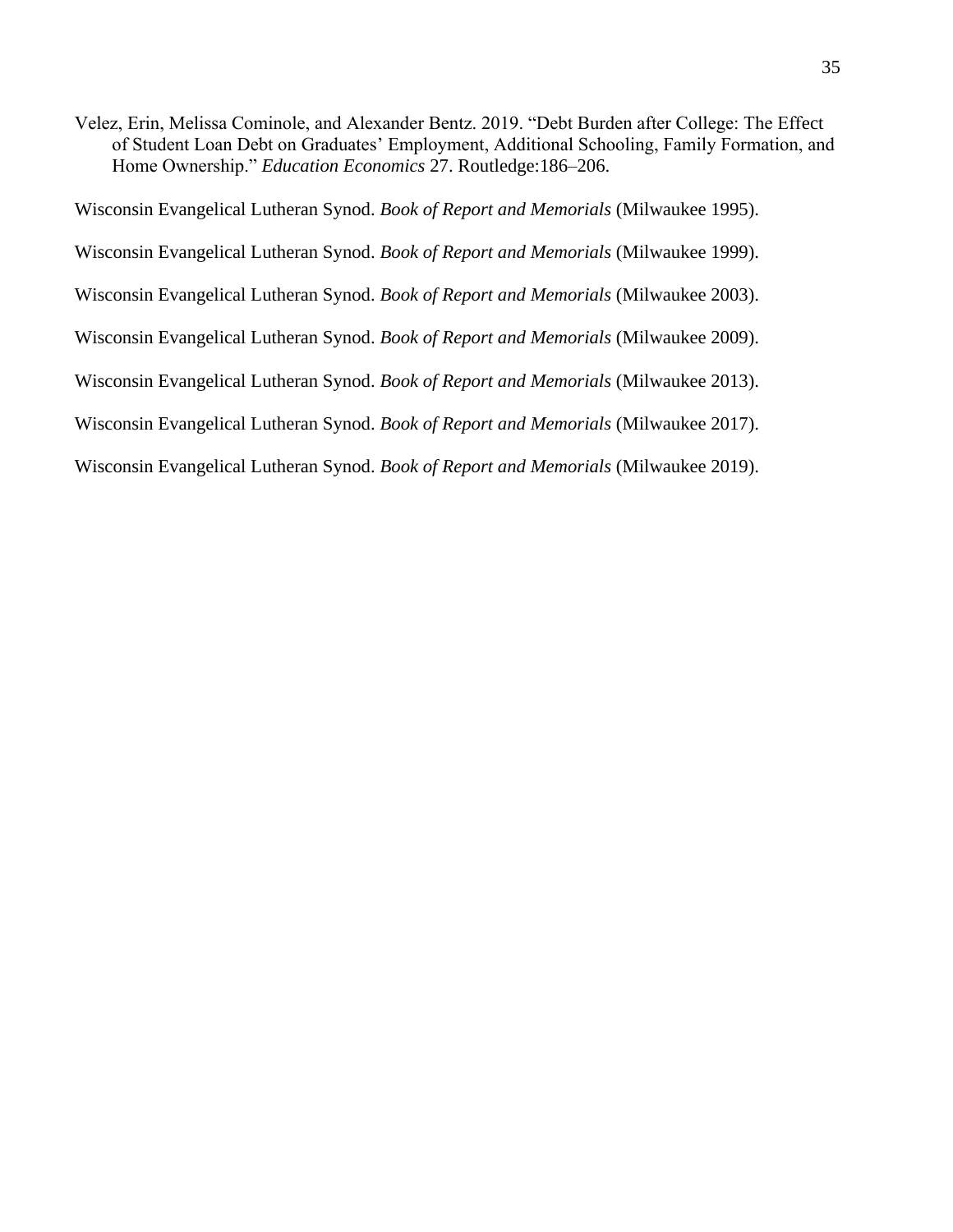Velez, Erin, Melissa Cominole, and Alexander Bentz. 2019. "Debt Burden after College: The Effect of Student Loan Debt on Graduates' Employment, Additional Schooling, Family Formation, and Home Ownership." *Education Economics* 27. Routledge:186–206.

Wisconsin Evangelical Lutheran Synod. *Book of Report and Memorials* (Milwaukee 1995).

Wisconsin Evangelical Lutheran Synod. *Book of Report and Memorials* (Milwaukee 1999).

Wisconsin Evangelical Lutheran Synod. *Book of Report and Memorials* (Milwaukee 2003).

Wisconsin Evangelical Lutheran Synod. *Book of Report and Memorials* (Milwaukee 2009).

Wisconsin Evangelical Lutheran Synod. *Book of Report and Memorials* (Milwaukee 2013).

Wisconsin Evangelical Lutheran Synod. *Book of Report and Memorials* (Milwaukee 2017).

Wisconsin Evangelical Lutheran Synod. *Book of Report and Memorials* (Milwaukee 2019).